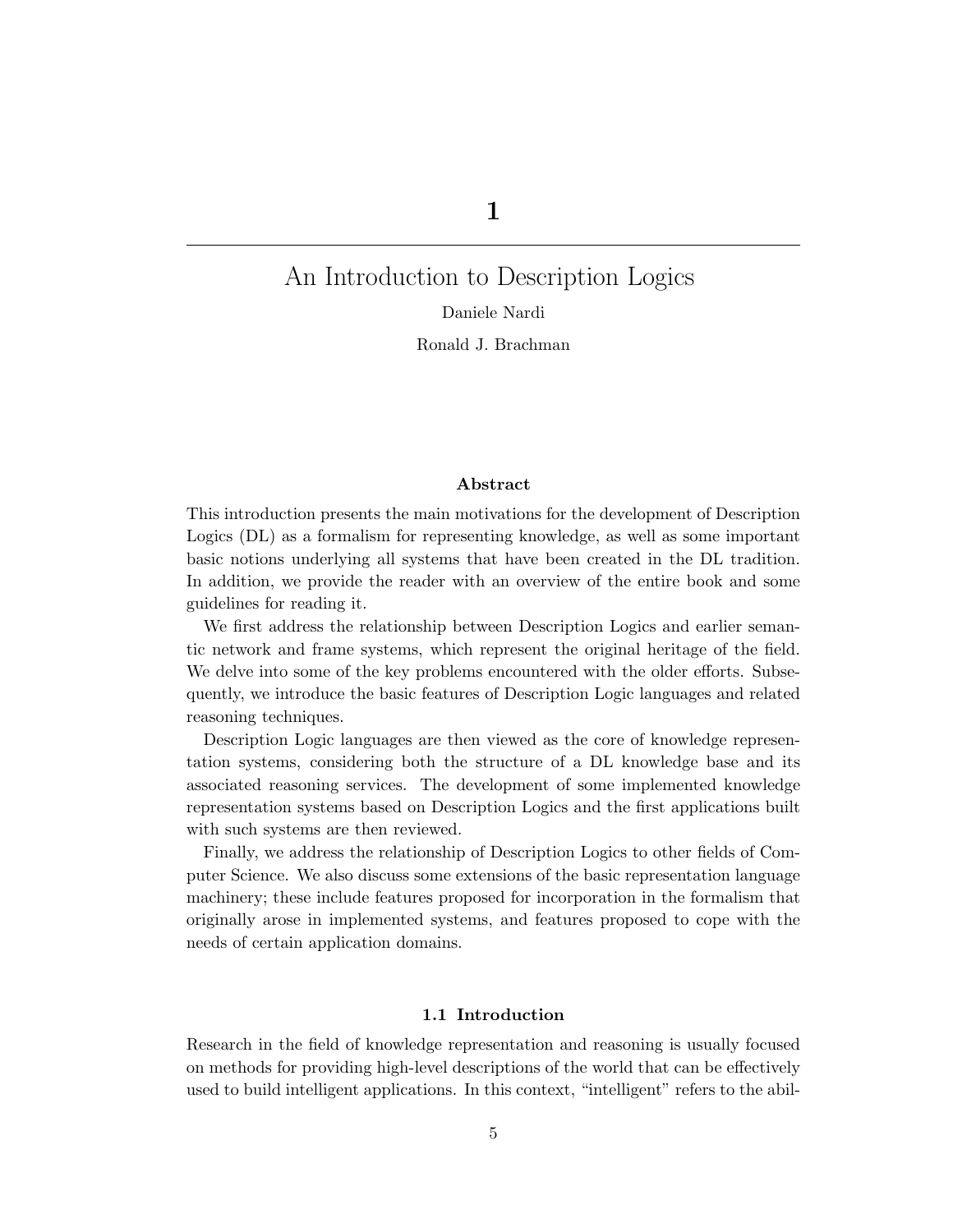# 1

# An Introduction to Description Logics

Daniele Nardi

Ronald J. Brachman

### Abstract

This introduction presents the main motivations for the development of Description Logics (DL) as a formalism for representing knowledge, as well as some important basic notions underlying all systems that have been created in the DL tradition. In addition, we provide the reader with an overview of the entire book and some guidelines for reading it.

We first address the relationship between Description Logics and earlier semantic network and frame systems, which represent the original heritage of the field. We delve into some of the key problems encountered with the older efforts. Subsequently, we introduce the basic features of Description Logic languages and related reasoning techniques.

Description Logic languages are then viewed as the core of knowledge representation systems, considering both the structure of a DL knowledge base and its associated reasoning services. The development of some implemented knowledge representation systems based on Description Logics and the first applications built with such systems are then reviewed.

Finally, we address the relationship of Description Logics to other fields of Computer Science. We also discuss some extensions of the basic representation language machinery; these include features proposed for incorporation in the formalism that originally arose in implemented systems, and features proposed to cope with the needs of certain application domains.

## 1.1 Introduction

Research in the field of knowledge representation and reasoning is usually focused on methods for providing high-level descriptions of the world that can be effectively used to build intelligent applications. In this context, "intelligent" refers to the abil-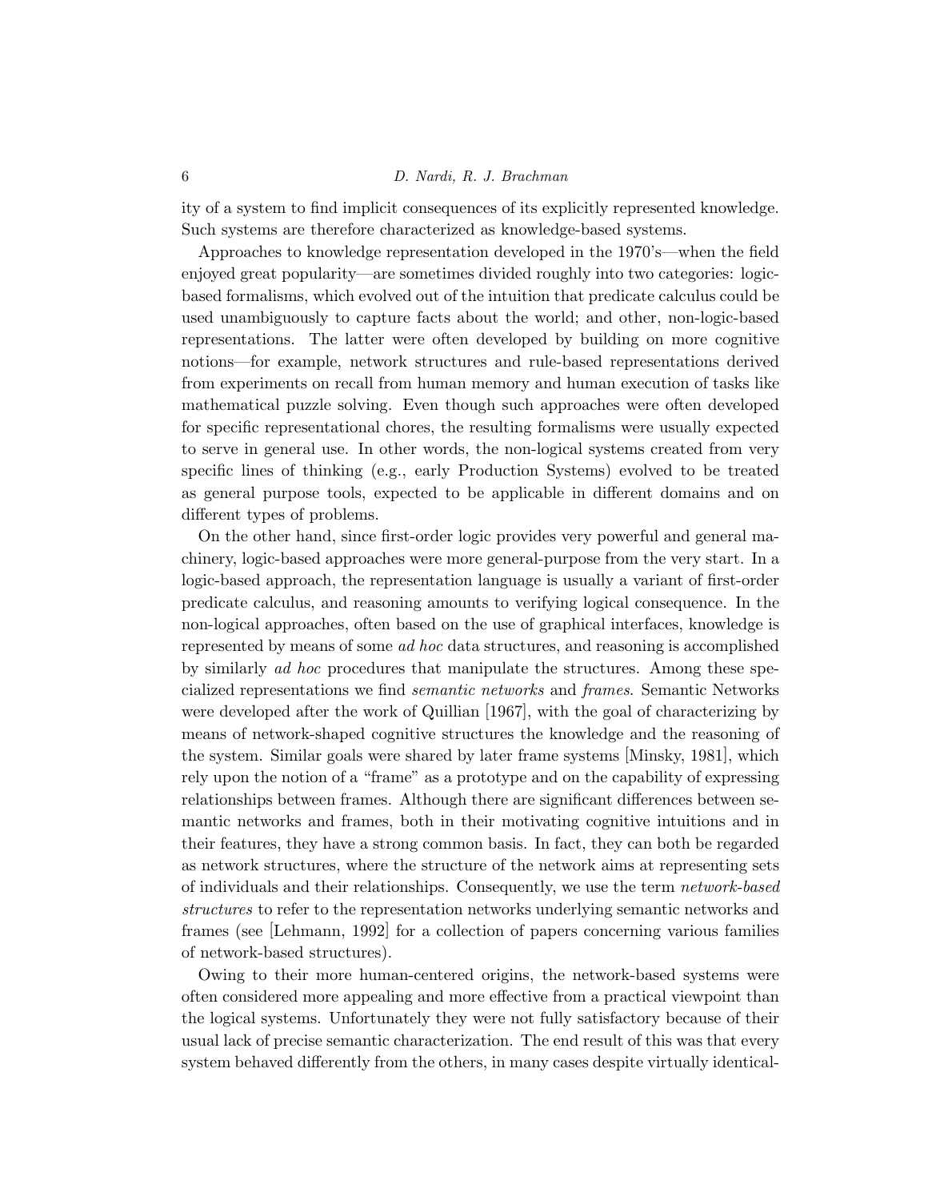ity of a system to find implicit consequences of its explicitly represented knowledge. Such systems are therefore characterized as knowledge-based systems.

Approaches to knowledge representation developed in the 1970's—when the field enjoyed great popularity—are sometimes divided roughly into two categories: logic-based formalisms, which evolved out of the intuition that predicate calculus could be used unambiguously to capture facts about the world; and other, non-logic-based representations. The latter were often developed by building on more cognitive notions—for example, network structures and rule-based representations derived from experiments on recall from human memory and human execution of tasks like mathematical puzzle solving. Even though such approaches were often developed for specific representational chores, the resulting formalisms were usually expected to serve in general use. In other words, the non-logical systems created from very specific lines of thinking (e.g., early Production Systems) evolved to be treated as general purpose tools, expected to be applicable in different domains and on different types of problems.

On the other hand, since first-order logic provides very powerful and general machinery, logic-based approaches were more general-purpose from the very start. In a logic-based approach, the representation language is usually a variant of first-order predicate calculus, and reasoning amounts to verifying logical consequence. In the non-logical approaches, often based on the use of graphical interfaces, knowledge is represented by means of some *ad hoc* data structures, and reasoning is accomplished by similarly *ad hoc* procedures that manipulate the structures. Among these specialized representations we find *semantic networks* and *frames*. Semantic Networks were developed after the work of Quillian [1967], with the goal of characterizing by means of network-shaped cognitive structures the knowledge and the reasoning of the system. Similar goals were shared by later frame systems [Minsky, 1981], which rely upon the notion of a "frame" as a prototype and on the capability of expressing relationships between frames. Although there are significant differences between semantic networks and frames, both in their motivating cognitive intuitions and in their features, they have a strong common basis. In fact, they can both be regarded as network structures, where the structure of the network aims at representing sets of individuals and their relationships. Consequently, we use the term *network-based structures* to refer to the representation networks underlying semantic networks and frames (see [Lehmann, 1992] for a collection of papers concerning various families of network-based structures).

Owing to their more human-centered origins, the network-based systems were often considered more appealing and more effective from a practical viewpoint than the logical systems. Unfortunately they were not fully satisfactory because of their usual lack of precise semantic characterization. The end result of this was that every system behaved differently from the others, in many cases despite virtually identical-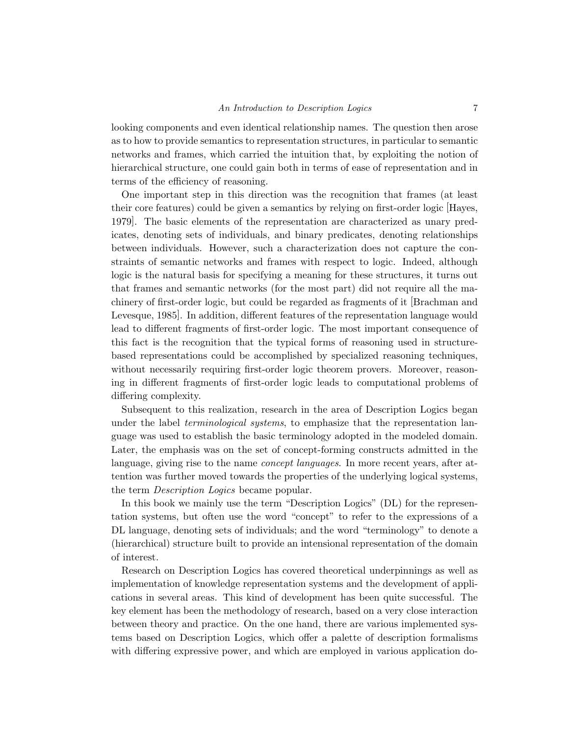looking components and even identical relationship names. The question then arose as to how to provide semantics to representation structures, in particular to semantic networks and frames, which carried the intuition that, by exploiting the notion of hierarchical structure, one could gain both in terms of ease of representation and in terms of the efficiency of reasoning.

One important step in this direction was the recognition that frames (at least their core features) could be given a semantics by relying on first-order logic [Hayes, 1979]. The basic elements of the representation are characterized as unary predicates, denoting sets of individuals, and binary predicates, denoting relationships between individuals. However, such a characterization does not capture the constraints of semantic networks and frames with respect to logic. Indeed, although logic is the natural basis for specifying a meaning for these structures, it turns out that frames and semantic networks (for the most part) did not require all the machinery of first-order logic, but could be regarded as fragments of it [Brachman and Levesque, 1985]. In addition, different features of the representation language would lead to different fragments of first-order logic. The most important consequence of this fact is the recognition that the typical forms of reasoning used in structure-based representations could be accomplished by specialized reasoning techniques, without necessarily requiring first-order logic theorem provers. Moreover, reasoning in different fragments of first-order logic leads to computational problems of differing complexity.

Subsequent to this realization, research in the area of Description Logics began under the label *terminological systems*, to emphasize that the representation language was used to establish the basic terminology adopted in the modeled domain. Later, the emphasis was on the set of concept-forming constructs admitted in the language, giving rise to the name *concept languages*. In more recent years, after attention was further moved towards the properties of the underlying logical systems, the term *Description Logics* became popular.

In this book we mainly use the term "Description Logics" (DL) for the representation systems, but often use the word "concept" to refer to the expressions of a DL language, denoting sets of individuals; and the word "terminology" to denote a (hierarchical) structure built to provide an intensional representation of the domain of interest.

Research on Description Logics has covered theoretical underpinnings as well as implementation of knowledge representation systems and the development of applications in several areas. This kind of development has been quite successful. The key element has been the methodology of research, based on a very close interaction between theory and practice. On the one hand, there are various implemented systems based on Description Logics, which offer a palette of description formalisms with differing expressive power, and which are employed in various application do-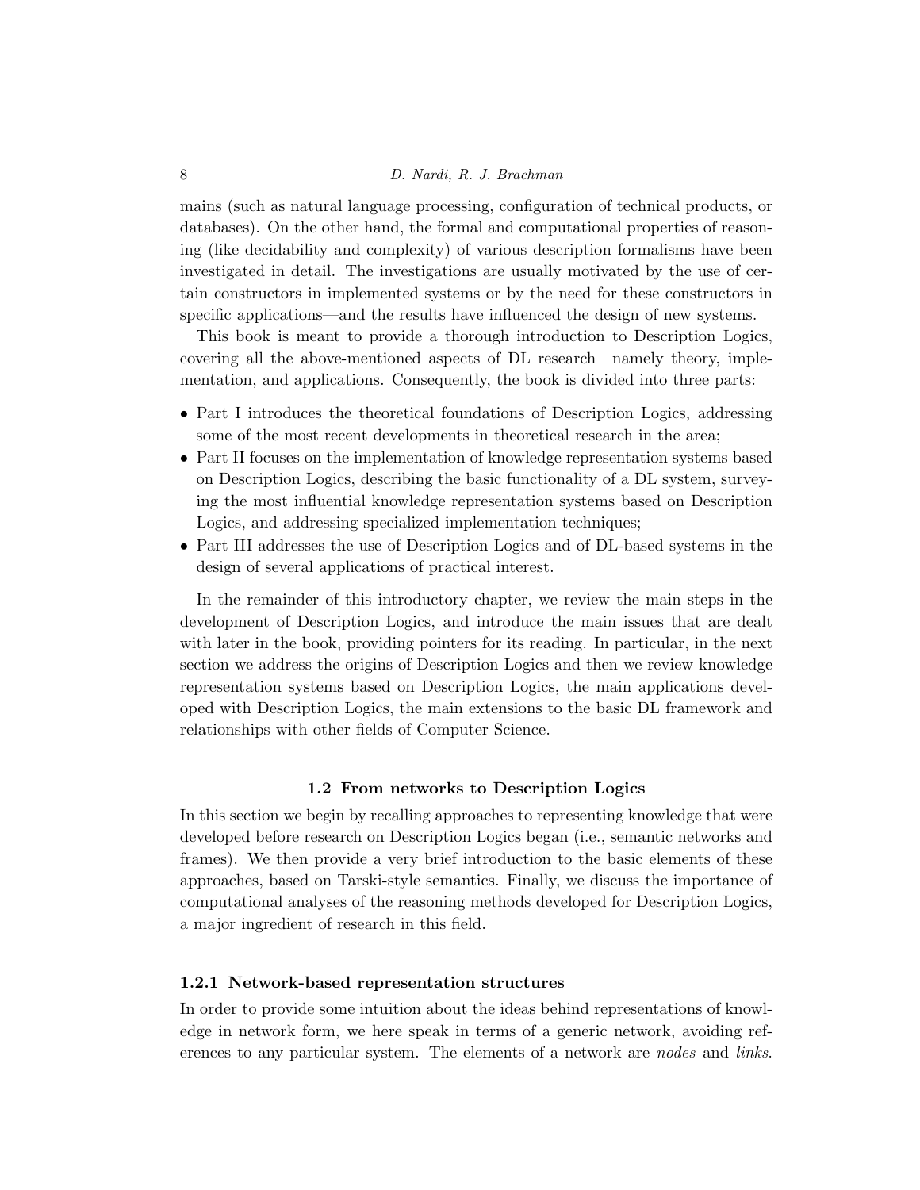mains (such as natural language processing, configuration of technical products, or databases). On the other hand, the formal and computational properties of reasoning (like decidability and complexity) of various description formalisms have been investigated in detail. The investigations are usually motivated by the use of certain constructors in implemented systems or by the need for these constructors in specific applications—and the results have influenced the design of new systems.

This book is meant to provide a thorough introduction to Description Logics, covering all the above-mentioned aspects of DL research—namely theory, implementation, and applications. Consequently, the book is divided into three parts:

- Part I introduces the theoretical foundations of Description Logics, addressing some of the most recent developments in theoretical research in the area;
- Part II focuses on the implementation of knowledge representation systems based on Description Logics, describing the basic functionality of a DL system, surveying the most influential knowledge representation systems based on Description Logics, and addressing specialized implementation techniques;
- Part III addresses the use of Description Logics and of DL-based systems in the design of several applications of practical interest.

In the remainder of this introductory chapter, we review the main steps in the development of Description Logics, and introduce the main issues that are dealt with later in the book, providing pointers for its reading. In particular, in the next section we address the origins of Description Logics and then we review knowledge representation systems based on Description Logics, the main applications developed with Description Logics, the main extensions to the basic DL framework and relationships with other fields of Computer Science.

## 1.2 From networks to Description Logics

In this section we begin by recalling approaches to representing knowledge that were developed before research on Description Logics began (i.e., semantic networks and frames). We then provide a very brief introduction to the basic elements of these approaches, based on Tarski-style semantics. Finally, we discuss the importance of computational analyses of the reasoning methods developed for Description Logics, a major ingredient of research in this field.

### 1.2.1 Network-based representation structures

In order to provide some intuition about the ideas behind representations of knowledge in network form, we here speak in terms of a generic network, avoiding references to any particular system. The elements of a network are *nodes* and *links*.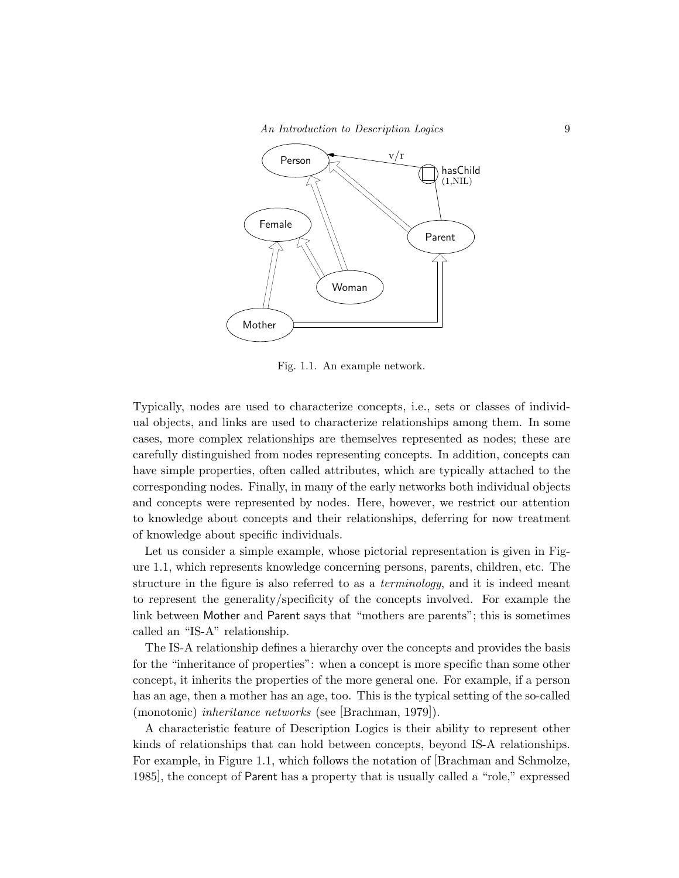Fig. 1.1. An example network.

Typically, nodes are used to characterize concepts, i.e., sets or classes of individual objects, and links are used to characterize relationships among them. In some cases, more complex relationships are themselves represented as nodes; these are carefully distinguished from nodes representing concepts. In addition, concepts can have simple properties, often called attributes, which are typically attached to the corresponding nodes. Finally, in many of the early networks both individual objects and concepts were represented by nodes. Here, however, we restrict our attention to knowledge about concepts and their relationships, deferring for now treatment of knowledge about specific individuals.

Let us consider a simple example, whose pictorial representation is given in Figure 1.1, which represents knowledge concerning persons, parents, children, etc. The structure in the figure is also referred to as a *terminology*, and it is indeed meant to represent the generality/specificity of the concepts involved. For example the link between Mother and Parent says that "mothers are parents"; this is sometimes called an "IS-A" relationship.

The IS-A relationship defines a hierarchy over the concepts and provides the basis for the "inheritance of properties": when a concept is more specific than some other concept, it inherits the properties of the more general one. For example, if a person has an age, then a mother has an age, too. This is the typical setting of the so-called (monotonic) *inheritance networks* (see [Brachman, 1979]).

A characteristic feature of Description Logics is their ability to represent other kinds of relationships that can hold between concepts, beyond IS-A relationships. For example, in Figure 1.1, which follows the notation of [Brachman and Schmolze, 1985], the concept of Parent has a property that is usually called a "role," expressed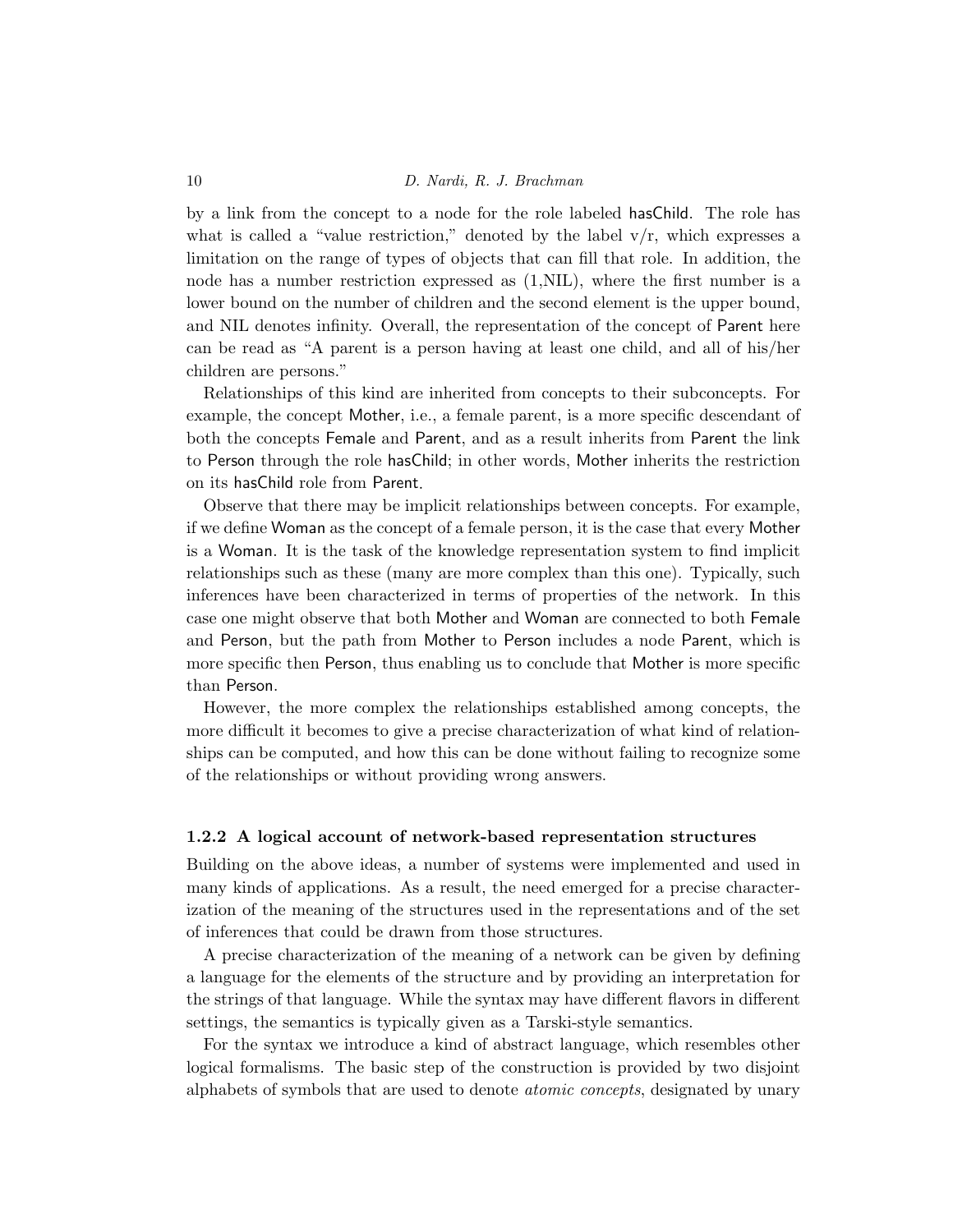by a link from the concept to a node for the role labeled hasChild. The role has what is called a "value restriction," denoted by the label v/r, which expresses a limitation on the range of types of objects that can fill that role. In addition, the node has a number restriction expressed as (1,NIL), where the first number is a lower bound on the number of children and the second element is the upper bound, and NIL denotes infinity. Overall, the representation of the concept of Parent here can be read as "A parent is a person having at least one child, and all of his/her children are persons."

Relationships of this kind are inherited from concepts to their subconcepts. For example, the concept Mother, i.e., a female parent, is a more specific descendant of both the concepts Female and Parent, and as a result inherits from Parent the link to Person through the role hasChild; in other words, Mother inherits the restriction on its hasChild role from Parent.

Observe that there may be implicit relationships between concepts. For example, if we define Woman as the concept of a female person, it is the case that every Mother is a Woman. It is the task of the knowledge representation system to find implicit relationships such as these (many are more complex than this one). Typically, such inferences have been characterized in terms of properties of the network. In this case one might observe that both Mother and Woman are connected to both Female and Person, but the path from Mother to Person includes a node Parent, which is more specific then Person, thus enabling us to conclude that Mother is more specific than Person.

However, the more complex the relationships established among concepts, the more difficult it becomes to give a precise characterization of what kind of relationships can be computed, and how this can be done without failing to recognize some of the relationships or without providing wrong answers.

### 1.2.2 A logical account of network-based representation structures

Building on the above ideas, a number of systems were implemented and used in many kinds of applications. As a result, the need emerged for a precise characterization of the meaning of the structures used in the representations and of the set of inferences that could be drawn from those structures.

A precise characterization of the meaning of a network can be given by defining a language for the elements of the structure and by providing an interpretation for the strings of that language. While the syntax may have different flavors in different settings, the semantics is typically given as a Tarski-style semantics.

For the syntax we introduce a kind of abstract language, which resembles other logical formalisms. The basic step of the construction is provided by two disjoint alphabets of symbols that are used to denote *atomic concepts*, designated by unary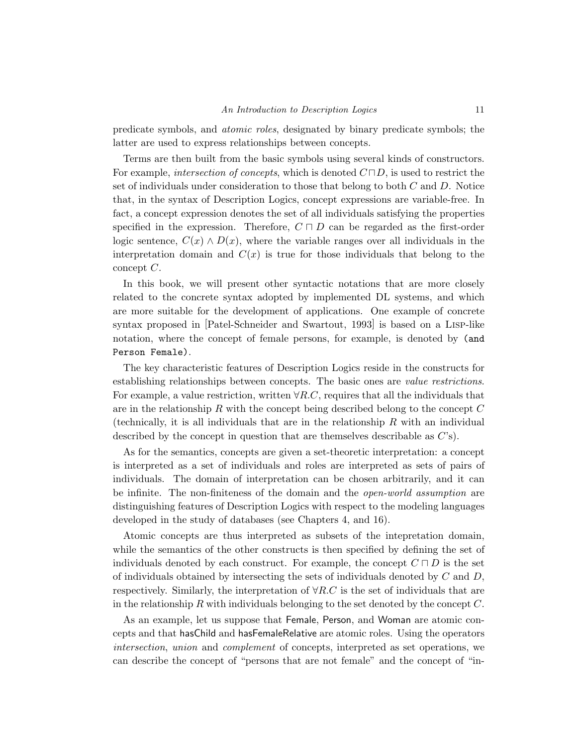predicate symbols, and *atomic roles*, designated by binary predicate symbols; the latter are used to express relationships between concepts.

Terms are then built from the basic symbols using several kinds of constructors. For example, *intersection of concepts*, which is denoted $C \sqcap D$, is used to restrict the set of individuals under consideration to those that belong to both $C$ and $D$. Notice that, in the syntax of Description Logics, concept expressions are variable-free. In fact, a concept expression denotes the set of all individuals satisfying the properties specified in the expression. Therefore, $C \sqcap D$ can be regarded as the first-order logic sentence, $C(x) \wedge D(x)$, where the variable ranges over all individuals in the interpretation domain and $C(x)$ is true for those individuals that belong to the concept $C$.

In this book, we will present other syntactic notations that are more closely related to the concrete syntax adopted by implemented DL systems, and which are more suitable for the development of applications. One example of concrete syntax proposed in [Patel-Schneider and Swartout, 1993] is based on a Lisp-like notation, where the concept of female persons, for example, is denoted by `(and Person Female)`.

The key characteristic features of Description Logics reside in the constructs for establishing relationships between concepts. The basic ones are *value restrictions*. For example, a value restriction, written $\forall R.C$, requires that all the individuals that are in the relationship $R$ with the concept being described belong to the concept $C$ (technically, it is all individuals that are in the relationship $R$ with an individual described by the concept in question that are themselves describable as $C$'s).

As for the semantics, concepts are given a set-theoretic interpretation: a concept is interpreted as a set of individuals and roles are interpreted as sets of pairs of individuals. The domain of interpretation can be chosen arbitrarily, and it can be infinite. The non-finiteness of the domain and the *open-world assumption* are distinguishing features of Description Logics with respect to the modeling languages developed in the study of databases (see Chapters 4, and 16).

Atomic concepts are thus interpreted as subsets of the intepretation domain, while the semantics of the other constructs is then specified by defining the set of individuals denoted by each construct. For example, the concept $C \sqcap D$ is the set of individuals obtained by intersecting the sets of individuals denoted by $C$ and $D$, respectively. Similarly, the interpretation of $\forall R.C$ is the set of individuals that are in the relationship $R$ with individuals belonging to the set denoted by the concept $C$.

As an example, let us suppose that Female, Person, and Woman are atomic concepts and that hasChild and hasFemaleRelative are atomic roles. Using the operators *intersection*, *union* and *complement* of concepts, interpreted as set operations, we can describe the concept of "persons that are not female" and the concept of "in-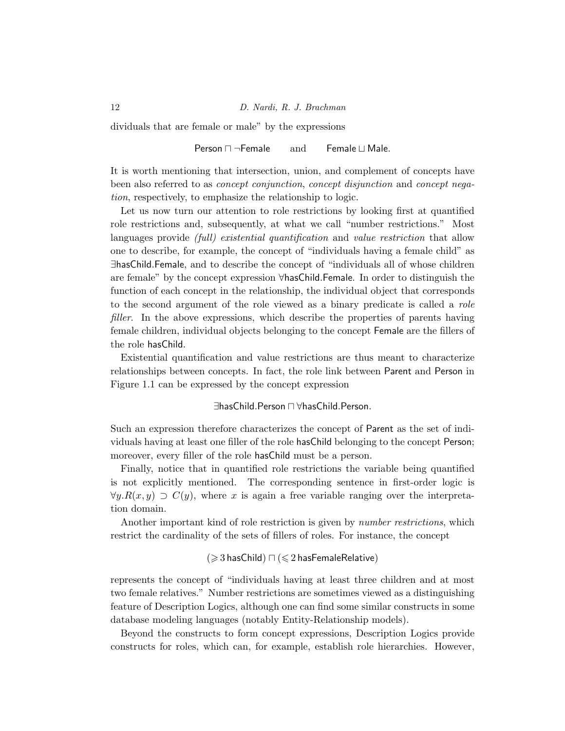dividuals that are female or male" by the expressions

$$\mathsf{Person} \sqcap \neg\mathsf{Female} \qquad \text{and} \qquad \mathsf{Female} \sqcup \mathsf{Male}.$$

It is worth mentioning that intersection, union, and complement of concepts have been also referred to as *concept conjunction*, *concept disjunction* and *concept negation*, respectively, to emphasize the relationship to logic.

Let us now turn our attention to role restrictions by looking first at quantified role restrictions and, subsequently, at what we call "number restrictions." Most languages provide *(full) existential quantification* and *value restriction* that allow one to describe, for example, the concept of "individuals having a female child" as $\exists\mathsf{hasChild}.\mathsf{Female}$, and to describe the concept of "individuals all of whose children are female" by the concept expression $\forall\mathsf{hasChild}.\mathsf{Female}$. In order to distinguish the function of each concept in the relationship, the individual object that corresponds to the second argument of the role viewed as a binary predicate is called a *role filler*. In the above expressions, which describe the properties of parents having female children, individual objects belonging to the concept Female are the fillers of the role hasChild.

Existential quantification and value restrictions are thus meant to characterize relationships between concepts. In fact, the role link between Parent and Person in Figure 1.1 can be expressed by the concept expression

$$\exists\mathsf{hasChild}.\mathsf{Person} \sqcap \forall\mathsf{hasChild}.\mathsf{Person}.$$

Such an expression therefore characterizes the concept of Parent as the set of individuals having at least one filler of the role hasChild belonging to the concept Person; moreover, every filler of the role hasChild must be a person.

Finally, notice that in quantified role restrictions the variable being quantified is not explicitly mentioned. The corresponding sentence in first-order logic is $\forall y.R(x, y) \supset C(y)$, where $x$ is again a free variable ranging over the interpretation domain.

Another important kind of role restriction is given by *number restrictions*, which restrict the cardinality of the sets of fillers of roles. For instance, the concept

$$(\geqslant 3\,\mathsf{hasChild}) \sqcap (\leqslant 2\,\mathsf{hasFemaleRelative})$$

represents the concept of "individuals having at least three children and at most two female relatives." Number restrictions are sometimes viewed as a distinguishing feature of Description Logics, although one can find some similar constructs in some database modeling languages (notably Entity-Relationship models).

Beyond the constructs to form concept expressions, Description Logics provide constructs for roles, which can, for example, establish role hierarchies. However,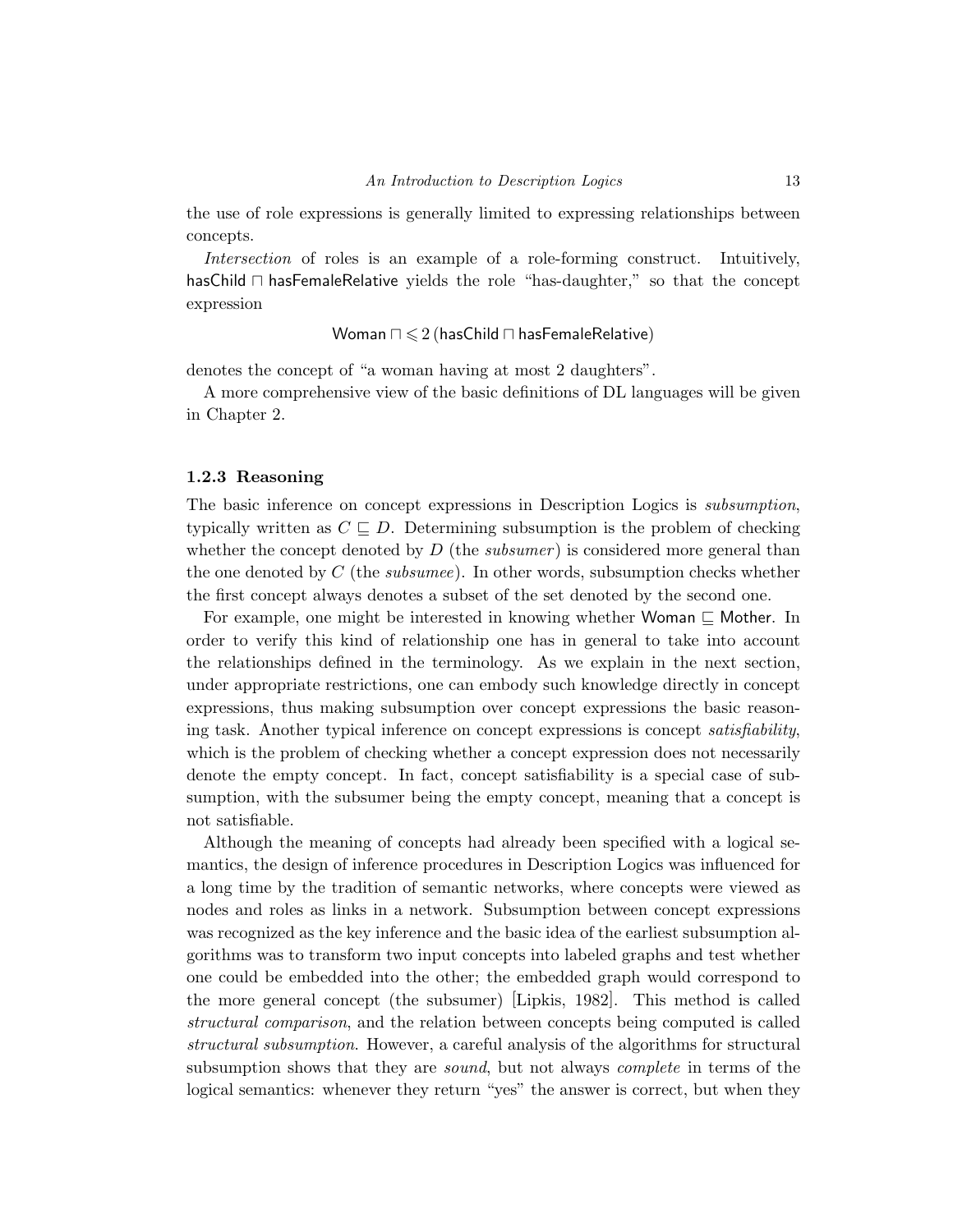the use of role expressions is generally limited to expressing relationships between concepts.

*Intersection* of roles is an example of a role-forming construct. Intuitively, hasChild $\sqcap$ hasFemaleRelative yields the role "has-daughter," so that the concept expression

$$\mathsf{Woman} \sqcap \leqslant 2\,(\mathsf{hasChild} \sqcap \mathsf{hasFemaleRelative})$$

denotes the concept of "a woman having at most 2 daughters".

A more comprehensive view of the basic definitions of DL languages will be given in Chapter 2.

### 1.2.3 Reasoning

The basic inference on concept expressions in Description Logics is *subsumption*, typically written as $C \sqsubseteq D$. Determining subsumption is the problem of checking whether the concept denoted by $D$ (the *subsumer*) is considered more general than the one denoted by $C$ (the *subsumee*). In other words, subsumption checks whether the first concept always denotes a subset of the set denoted by the second one.

For example, one might be interested in knowing whether Woman $\sqsubseteq$ Mother. In order to verify this kind of relationship one has in general to take into account the relationships defined in the terminology. As we explain in the next section, under appropriate restrictions, one can embody such knowledge directly in concept expressions, thus making subsumption over concept expressions the basic reasoning task. Another typical inference on concept expressions is concept *satisfiability*, which is the problem of checking whether a concept expression does not necessarily denote the empty concept. In fact, concept satisfiability is a special case of subsumption, with the subsumer being the empty concept, meaning that a concept is not satisfiable.

Although the meaning of concepts had already been specified with a logical semantics, the design of inference procedures in Description Logics was influenced for a long time by the tradition of semantic networks, where concepts were viewed as nodes and roles as links in a network. Subsumption between concept expressions was recognized as the key inference and the basic idea of the earliest subsumption algorithms was to transform two input concepts into labeled graphs and test whether one could be embedded into the other; the embedded graph would correspond to the more general concept (the subsumer) [Lipkis, 1982]. This method is called *structural comparison*, and the relation between concepts being computed is called *structural subsumption*. However, a careful analysis of the algorithms for structural subsumption shows that they are *sound*, but not always *complete* in terms of the logical semantics: whenever they return "yes" the answer is correct, but when they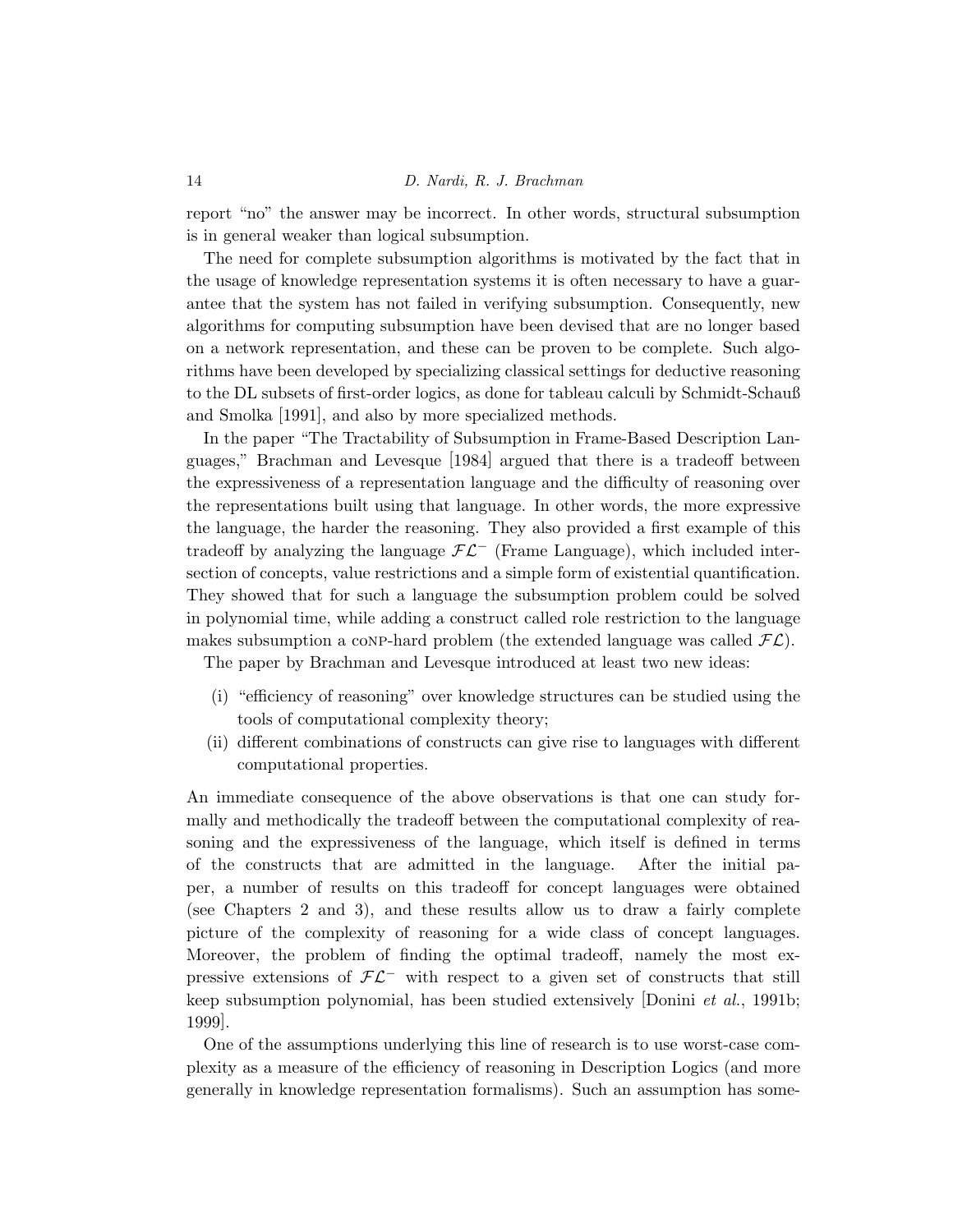report "no" the answer may be incorrect. In other words, structural subsumption is in general weaker than logical subsumption.

The need for complete subsumption algorithms is motivated by the fact that in the usage of knowledge representation systems it is often necessary to have a guarantee that the system has not failed in verifying subsumption. Consequently, new algorithms for computing subsumption have been devised that are no longer based on a network representation, and these can be proven to be complete. Such algorithms have been developed by specializing classical settings for deductive reasoning to the DL subsets of first-order logics, as done for tableau calculi by Schmidt-Schauß and Smolka [1991], and also by more specialized methods.

In the paper "The Tractability of Subsumption in Frame-Based Description Languages," Brachman and Levesque [1984] argued that there is a tradeoff between the expressiveness of a representation language and the difficulty of reasoning over the representations built using that language. In other words, the more expressive the language, the harder the reasoning. They also provided a first example of this tradeoff by analyzing the language $\mathcal{FL}^-$ (Frame Language), which included intersection of concepts, value restrictions and a simple form of existential quantification. They showed that for such a language the subsumption problem could be solved in polynomial time, while adding a construct called role restriction to the language makes subsumption a coNP-hard problem (the extended language was called $\mathcal{FL}$).

The paper by Brachman and Levesque introduced at least two new ideas:

(i) "efficiency of reasoning" over knowledge structures can be studied using the tools of computational complexity theory;
(ii) different combinations of constructs can give rise to languages with different computational properties.

An immediate consequence of the above observations is that one can study formally and methodically the tradeoff between the computational complexity of reasoning and the expressiveness of the language, which itself is defined in terms of the constructs that are admitted in the language. After the initial paper, a number of results on this tradeoff for concept languages were obtained (see Chapters 2 and 3), and these results allow us to draw a fairly complete picture of the complexity of reasoning for a wide class of concept languages. Moreover, the problem of finding the optimal tradeoff, namely the most expressive extensions of $\mathcal{FL}^-$ with respect to a given set of constructs that still keep subsumption polynomial, has been studied extensively [Donini *et al.*, 1991b; 1999].

One of the assumptions underlying this line of research is to use worst-case complexity as a measure of the efficiency of reasoning in Description Logics (and more generally in knowledge representation formalisms). Such an assumption has some-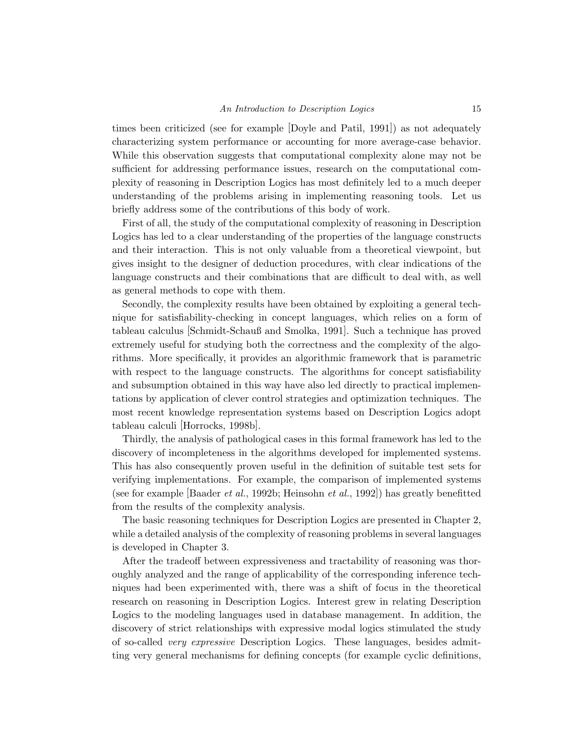times been criticized (see for example [Doyle and Patil, 1991]) as not adequately characterizing system performance or accounting for more average-case behavior. While this observation suggests that computational complexity alone may not be sufficient for addressing performance issues, research on the computational complexity of reasoning in Description Logics has most definitely led to a much deeper understanding of the problems arising in implementing reasoning tools. Let us briefly address some of the contributions of this body of work.

First of all, the study of the computational complexity of reasoning in Description Logics has led to a clear understanding of the properties of the language constructs and their interaction. This is not only valuable from a theoretical viewpoint, but gives insight to the designer of deduction procedures, with clear indications of the language constructs and their combinations that are difficult to deal with, as well as general methods to cope with them.

Secondly, the complexity results have been obtained by exploiting a general technique for satisfiability-checking in concept languages, which relies on a form of tableau calculus [Schmidt-Schauß and Smolka, 1991]. Such a technique has proved extremely useful for studying both the correctness and the complexity of the algorithms. More specifically, it provides an algorithmic framework that is parametric with respect to the language constructs. The algorithms for concept satisfiability and subsumption obtained in this way have also led directly to practical implementations by application of clever control strategies and optimization techniques. The most recent knowledge representation systems based on Description Logics adopt tableau calculi [Horrocks, 1998b].

Thirdly, the analysis of pathological cases in this formal framework has led to the discovery of incompleteness in the algorithms developed for implemented systems. This has also consequently proven useful in the definition of suitable test sets for verifying implementations. For example, the comparison of implemented systems (see for example [Baader *et al.*, 1992b; Heinsohn *et al.*, 1992]) has greatly benefitted from the results of the complexity analysis.

The basic reasoning techniques for Description Logics are presented in Chapter 2, while a detailed analysis of the complexity of reasoning problems in several languages is developed in Chapter 3.

After the tradeoff between expressiveness and tractability of reasoning was thoroughly analyzed and the range of applicability of the corresponding inference techniques had been experimented with, there was a shift of focus in the theoretical research on reasoning in Description Logics. Interest grew in relating Description Logics to the modeling languages used in database management. In addition, the discovery of strict relationships with expressive modal logics stimulated the study of so-called *very expressive* Description Logics. These languages, besides admitting very general mechanisms for defining concepts (for example cyclic definitions,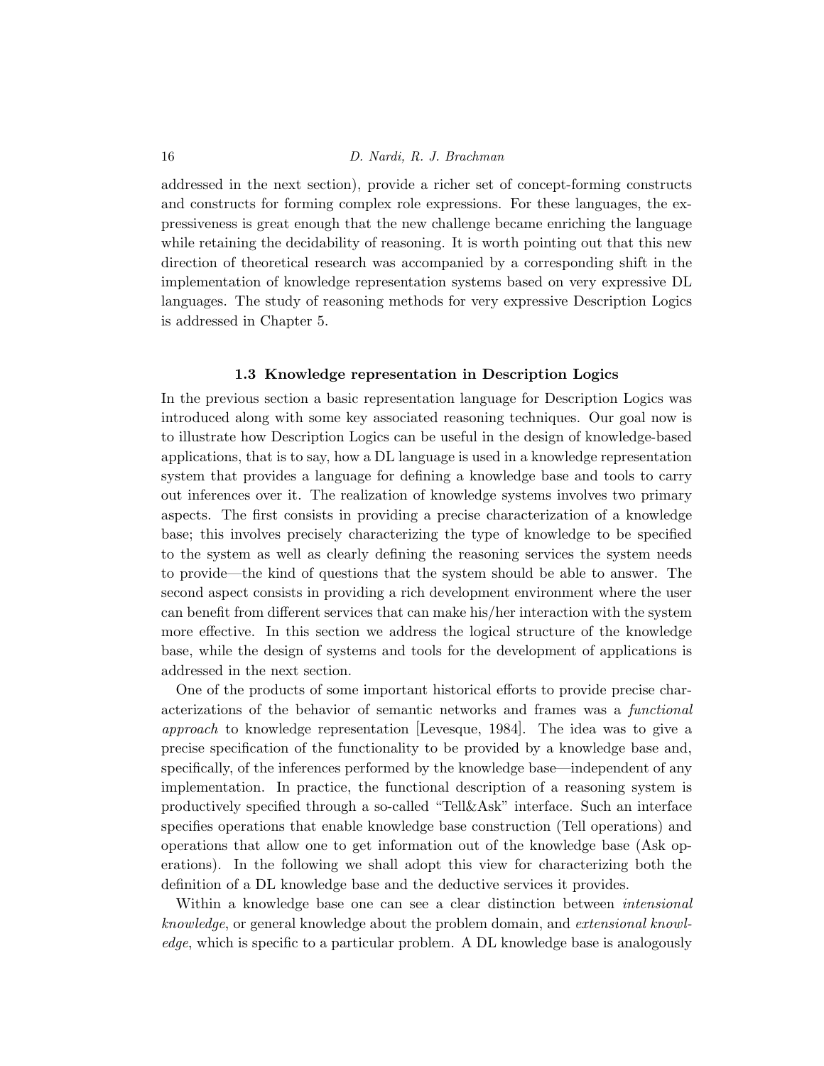addressed in the next section), provide a richer set of concept-forming constructs and constructs for forming complex role expressions. For these languages, the expressiveness is great enough that the new challenge became enriching the language while retaining the decidability of reasoning. It is worth pointing out that this new direction of theoretical research was accompanied by a corresponding shift in the implementation of knowledge representation systems based on very expressive DL languages. The study of reasoning methods for very expressive Description Logics is addressed in Chapter 5.

### 1.3 Knowledge representation in Description Logics

In the previous section a basic representation language for Description Logics was introduced along with some key associated reasoning techniques. Our goal now is to illustrate how Description Logics can be useful in the design of knowledge-based applications, that is to say, how a DL language is used in a knowledge representation system that provides a language for defining a knowledge base and tools to carry out inferences over it. The realization of knowledge systems involves two primary aspects. The first consists in providing a precise characterization of a knowledge base; this involves precisely characterizing the type of knowledge to be specified to the system as well as clearly defining the reasoning services the system needs to provide—the kind of questions that the system should be able to answer. The second aspect consists in providing a rich development environment where the user can benefit from different services that can make his/her interaction with the system more effective. In this section we address the logical structure of the knowledge base, while the design of systems and tools for the development of applications is addressed in the next section.

One of the products of some important historical efforts to provide precise characterizations of the behavior of semantic networks and frames was a *functional approach* to knowledge representation [Levesque, 1984]. The idea was to give a precise specification of the functionality to be provided by a knowledge base and, specifically, of the inferences performed by the knowledge base—independent of any implementation. In practice, the functional description of a reasoning system is productively specified through a so-called "Tell&Ask" interface. Such an interface specifies operations that enable knowledge base construction (Tell operations) and operations that allow one to get information out of the knowledge base (Ask operations). In the following we shall adopt this view for characterizing both the definition of a DL knowledge base and the deductive services it provides.

Within a knowledge base one can see a clear distinction between *intensional knowledge*, or general knowledge about the problem domain, and *extensional knowledge*, which is specific to a particular problem. A DL knowledge base is analogously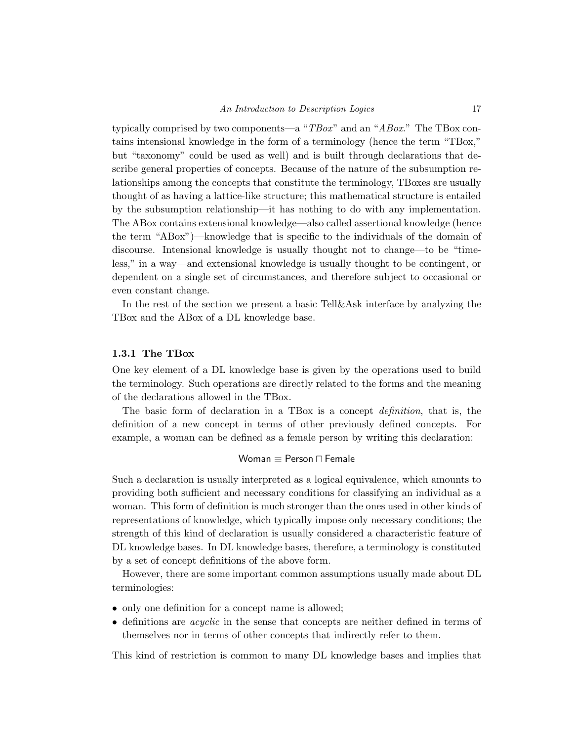typically comprised by two components—a "*TBox*" and an "*ABox*." The TBox contains intensional knowledge in the form of a terminology (hence the term "TBox," but "taxonomy" could be used as well) and is built through declarations that describe general properties of concepts. Because of the nature of the subsumption relationships among the concepts that constitute the terminology, TBoxes are usually thought of as having a lattice-like structure; this mathematical structure is entailed by the subsumption relationship—it has nothing to do with any implementation. The ABox contains extensional knowledge—also called assertional knowledge (hence the term "ABox")—knowledge that is specific to the individuals of the domain of discourse. Intensional knowledge is usually thought not to change—to be "timeless," in a way—and extensional knowledge is usually thought to be contingent, or dependent on a single set of circumstances, and therefore subject to occasional or even constant change.

In the rest of the section we present a basic Tell&Ask interface by analyzing the TBox and the ABox of a DL knowledge base.

### 1.3.1 The TBox

One key element of a DL knowledge base is given by the operations used to build the terminology. Such operations are directly related to the forms and the meaning of the declarations allowed in the TBox.

The basic form of declaration in a TBox is a concept *definition*, that is, the definition of a new concept in terms of other previously defined concepts. For example, a woman can be defined as a female person by writing this declaration:

$$\mathsf{Woman} \equiv \mathsf{Person} \sqcap \mathsf{Female}$$

Such a declaration is usually interpreted as a logical equivalence, which amounts to providing both sufficient and necessary conditions for classifying an individual as a woman. This form of definition is much stronger than the ones used in other kinds of representations of knowledge, which typically impose only necessary conditions; the strength of this kind of declaration is usually considered a characteristic feature of DL knowledge bases. In DL knowledge bases, therefore, a terminology is constituted by a set of concept definitions of the above form.

However, there are some important common assumptions usually made about DL terminologies:

- only one definition for a concept name is allowed;
- definitions are *acyclic* in the sense that concepts are neither defined in terms of themselves nor in terms of other concepts that indirectly refer to them.

This kind of restriction is common to many DL knowledge bases and implies that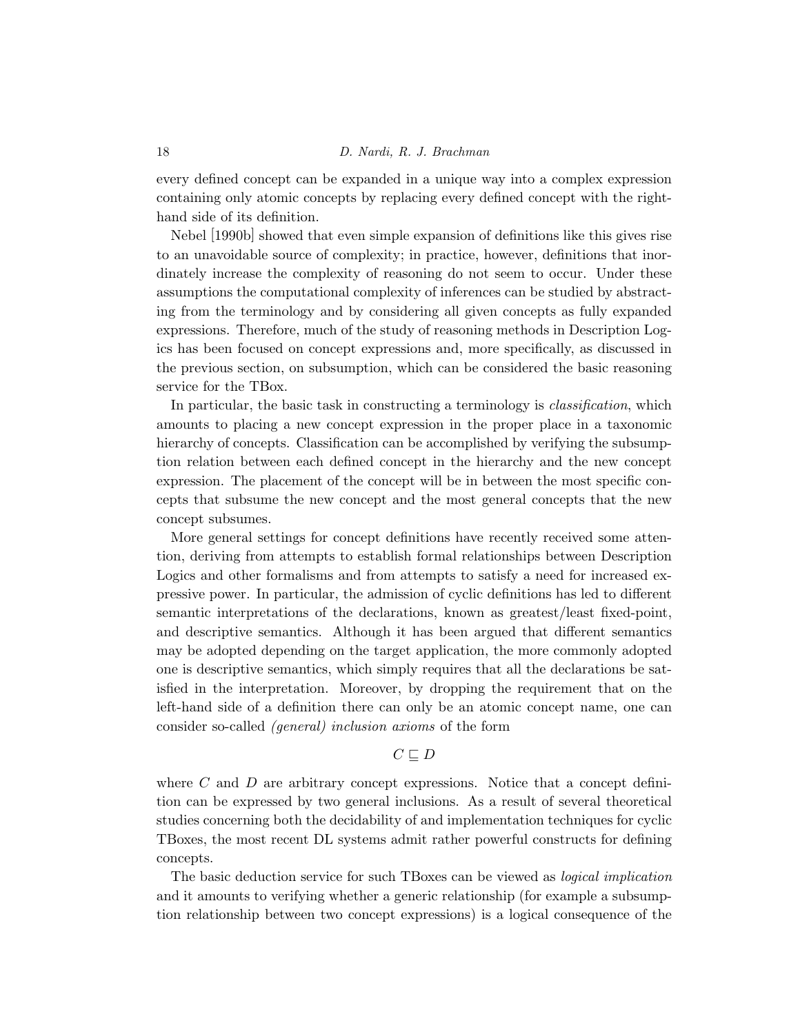every defined concept can be expanded in a unique way into a complex expression containing only atomic concepts by replacing every defined concept with the right-hand side of its definition.

Nebel [1990b] showed that even simple expansion of definitions like this gives rise to an unavoidable source of complexity; in practice, however, definitions that inordinately increase the complexity of reasoning do not seem to occur. Under these assumptions the computational complexity of inferences can be studied by abstracting from the terminology and by considering all given concepts as fully expanded expressions. Therefore, much of the study of reasoning methods in Description Logics has been focused on concept expressions and, more specifically, as discussed in the previous section, on subsumption, which can be considered the basic reasoning service for the TBox.

In particular, the basic task in constructing a terminology is *classification*, which amounts to placing a new concept expression in the proper place in a taxonomic hierarchy of concepts. Classification can be accomplished by verifying the subsumption relation between each defined concept in the hierarchy and the new concept expression. The placement of the concept will be in between the most specific concepts that subsume the new concept and the most general concepts that the new concept subsumes.

More general settings for concept definitions have recently received some attention, deriving from attempts to establish formal relationships between Description Logics and other formalisms and from attempts to satisfy a need for increased expressive power. In particular, the admission of cyclic definitions has led to different semantic interpretations of the declarations, known as greatest/least fixed-point, and descriptive semantics. Although it has been argued that different semantics may be adopted depending on the target application, the more commonly adopted one is descriptive semantics, which simply requires that all the declarations be satisfied in the interpretation. Moreover, by dropping the requirement that on the left-hand side of a definition there can only be an atomic concept name, one can consider so-called *(general) inclusion axioms* of the form

$$C \sqsubseteq D$$

where $C$ and $D$ are arbitrary concept expressions. Notice that a concept definition can be expressed by two general inclusions. As a result of several theoretical studies concerning both the decidability of and implementation techniques for cyclic TBoxes, the most recent DL systems admit rather powerful constructs for defining concepts.

The basic deduction service for such TBoxes can be viewed as *logical implication* and it amounts to verifying whether a generic relationship (for example a subsumption relationship between two concept expressions) is a logical consequence of the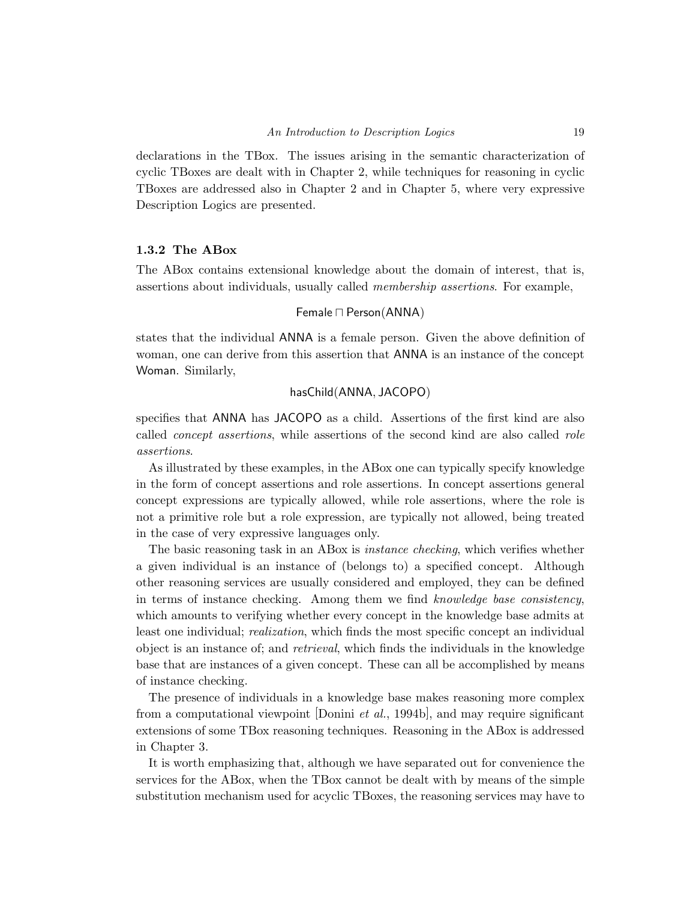declarations in the TBox. The issues arising in the semantic characterization of cyclic TBoxes are dealt with in Chapter 2, while techniques for reasoning in cyclic TBoxes are addressed also in Chapter 2 and in Chapter 5, where very expressive Description Logics are presented.

### 1.3.2 The ABox

The ABox contains extensional knowledge about the domain of interest, that is, assertions about individuals, usually called *membership assertions*. For example,

$$\mathsf{Female} \sqcap \mathsf{Person}(\mathsf{ANNA})$$

states that the individual ANNA is a female person. Given the above definition of woman, one can derive from this assertion that ANNA is an instance of the concept Woman. Similarly,

$$\mathsf{hasChild}(\mathsf{ANNA}, \mathsf{JACOPO})$$

specifies that ANNA has JACOPO as a child. Assertions of the first kind are also called *concept assertions*, while assertions of the second kind are also called *role assertions*.

As illustrated by these examples, in the ABox one can typically specify knowledge in the form of concept assertions and role assertions. In concept assertions general concept expressions are typically allowed, while role assertions, where the role is not a primitive role but a role expression, are typically not allowed, being treated in the case of very expressive languages only.

The basic reasoning task in an ABox is *instance checking*, which verifies whether a given individual is an instance of (belongs to) a specified concept. Although other reasoning services are usually considered and employed, they can be defined in terms of instance checking. Among them we find *knowledge base consistency*, which amounts to verifying whether every concept in the knowledge base admits at least one individual; *realization*, which finds the most specific concept an individual object is an instance of; and *retrieval*, which finds the individuals in the knowledge base that are instances of a given concept. These can all be accomplished by means of instance checking.

The presence of individuals in a knowledge base makes reasoning more complex from a computational viewpoint [Donini *et al.*, 1994b], and may require significant extensions of some TBox reasoning techniques. Reasoning in the ABox is addressed in Chapter 3.

It is worth emphasizing that, although we have separated out for convenience the services for the ABox, when the TBox cannot be dealt with by means of the simple substitution mechanism used for acyclic TBoxes, the reasoning services may have to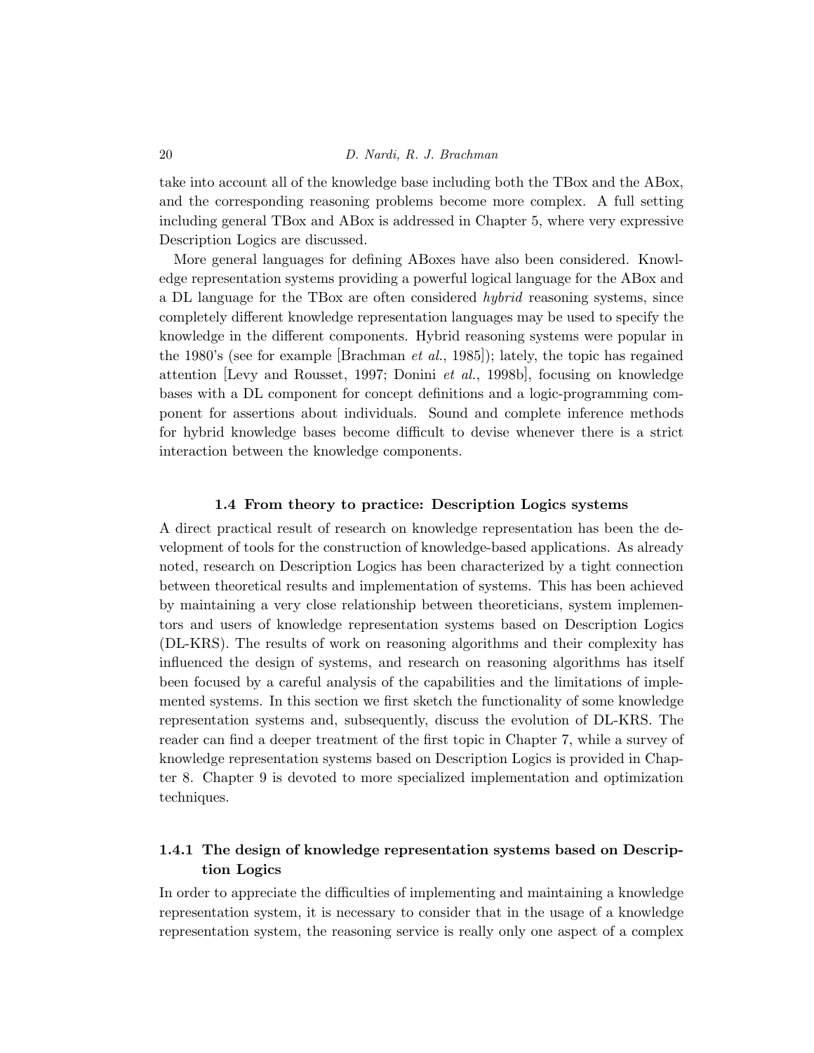take into account all of the knowledge base including both the TBox and the ABox, and the corresponding reasoning problems become more complex. A full setting including general TBox and ABox is addressed in Chapter 5, where very expressive Description Logics are discussed.

More general languages for defining ABoxes have also been considered. Knowledge representation systems providing a powerful logical language for the ABox and a DL language for the TBox are often considered *hybrid* reasoning systems, since completely different knowledge representation languages may be used to specify the knowledge in the different components. Hybrid reasoning systems were popular in the 1980's (see for example [Brachman *et al.*, 1985]); lately, the topic has regained attention [Levy and Rousset, 1997; Donini *et al.*, 1998b], focusing on knowledge bases with a DL component for concept definitions and a logic-programming component for assertions about individuals. Sound and complete inference methods for hybrid knowledge bases become difficult to devise whenever there is a strict interaction between the knowledge components.

## 1.4 From theory to practice: Description Logics systems

A direct practical result of research on knowledge representation has been the development of tools for the construction of knowledge-based applications. As already noted, research on Description Logics has been characterized by a tight connection between theoretical results and implementation of systems. This has been achieved by maintaining a very close relationship between theoreticians, system implementors and users of knowledge representation systems based on Description Logics (DL-KRS). The results of work on reasoning algorithms and their complexity has influenced the design of systems, and research on reasoning algorithms has itself been focused by a careful analysis of the capabilities and the limitations of implemented systems. In this section we first sketch the functionality of some knowledge representation systems and, subsequently, discuss the evolution of DL-KRS. The reader can find a deeper treatment of the first topic in Chapter 7, while a survey of knowledge representation systems based on Description Logics is provided in Chapter 8. Chapter 9 is devoted to more specialized implementation and optimization techniques.

### 1.4.1 The design of knowledge representation systems based on Description Logics

In order to appreciate the difficulties of implementing and maintaining a knowledge representation system, it is necessary to consider that in the usage of a knowledge representation system, the reasoning service is really only one aspect of a complex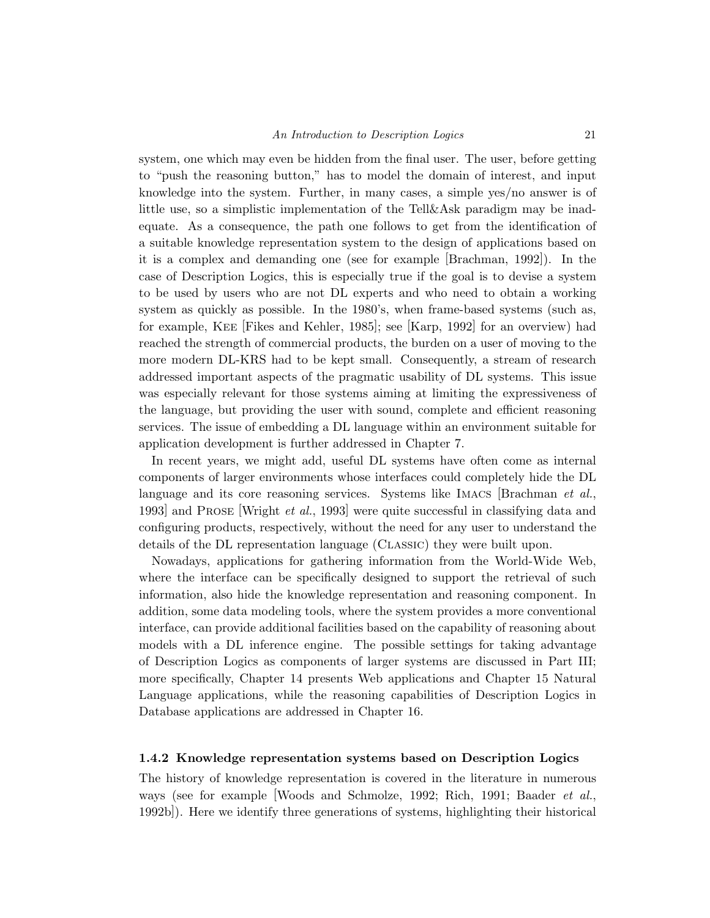system, one which may even be hidden from the final user. The user, before getting to "push the reasoning button," has to model the domain of interest, and input knowledge into the system. Further, in many cases, a simple yes/no answer is of little use, so a simplistic implementation of the Tell&Ask paradigm may be inadequate. As a consequence, the path one follows to get from the identification of a suitable knowledge representation system to the design of applications based on it is a complex and demanding one (see for example [Brachman, 1992]). In the case of Description Logics, this is especially true if the goal is to devise a system to be used by users who are not DL experts and who need to obtain a working system as quickly as possible. In the 1980's, when frame-based systems (such as, for example, KEE [Fikes and Kehler, 1985]; see [Karp, 1992] for an overview) had reached the strength of commercial products, the burden on a user of moving to the more modern DL-KRS had to be kept small. Consequently, a stream of research addressed important aspects of the pragmatic usability of DL systems. This issue was especially relevant for those systems aiming at limiting the expressiveness of the language, but providing the user with sound, complete and efficient reasoning services. The issue of embedding a DL language within an environment suitable for application development is further addressed in Chapter 7.

In recent years, we might add, useful DL systems have often come as internal components of larger environments whose interfaces could completely hide the DL language and its core reasoning services. Systems like IMACS [Brachman *et al.*, 1993] and PROSE [Wright *et al.*, 1993] were quite successful in classifying data and configuring products, respectively, without the need for any user to understand the details of the DL representation language (CLASSIC) they were built upon.

Nowadays, applications for gathering information from the World-Wide Web, where the interface can be specifically designed to support the retrieval of such information, also hide the knowledge representation and reasoning component. In addition, some data modeling tools, where the system provides a more conventional interface, can provide additional facilities based on the capability of reasoning about models with a DL inference engine. The possible settings for taking advantage of Description Logics as components of larger systems are discussed in Part III; more specifically, Chapter 14 presents Web applications and Chapter 15 Natural Language applications, while the reasoning capabilities of Description Logics in Database applications are addressed in Chapter 16.

### 1.4.2 Knowledge representation systems based on Description Logics

The history of knowledge representation is covered in the literature in numerous ways (see for example [Woods and Schmolze, 1992; Rich, 1991; Baader *et al.*, 1992b]). Here we identify three generations of systems, highlighting their historical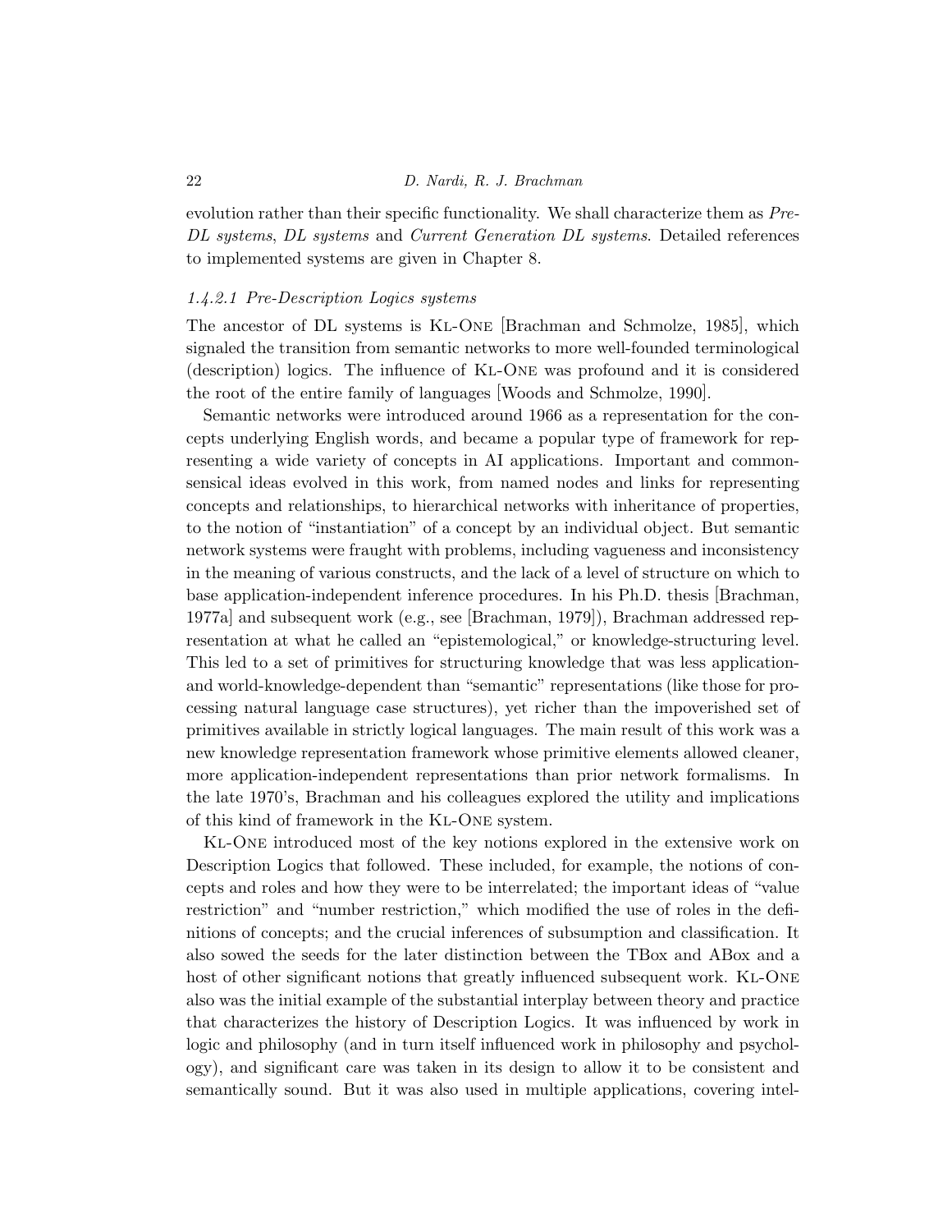evolution rather than their specific functionality. We shall characterize them as *Pre-DL systems*, *DL systems* and *Current Generation DL systems*. Detailed references to implemented systems are given in Chapter 8.

#### *1.4.2.1 Pre-Description Logics systems*

The ancestor of DL systems is Kl-One [Brachman and Schmolze, 1985], which signaled the transition from semantic networks to more well-founded terminological (description) logics. The influence of Kl-One was profound and it is considered the root of the entire family of languages [Woods and Schmolze, 1990].

Semantic networks were introduced around 1966 as a representation for the concepts underlying English words, and became a popular type of framework for representing a wide variety of concepts in AI applications. Important and commonsensical ideas evolved in this work, from named nodes and links for representing concepts and relationships, to hierarchical networks with inheritance of properties, to the notion of "instantiation" of a concept by an individual object. But semantic network systems were fraught with problems, including vagueness and inconsistency in the meaning of various constructs, and the lack of a level of structure on which to base application-independent inference procedures. In his Ph.D. thesis [Brachman, 1977a] and subsequent work (e.g., see [Brachman, 1979]), Brachman addressed representation at what he called an "epistemological," or knowledge-structuring level. This led to a set of primitives for structuring knowledge that was less application- and world-knowledge-dependent than "semantic" representations (like those for processing natural language case structures), yet richer than the impoverished set of primitives available in strictly logical languages. The main result of this work was a new knowledge representation framework whose primitive elements allowed cleaner, more application-independent representations than prior network formalisms. In the late 1970's, Brachman and his colleagues explored the utility and implications of this kind of framework in the Kl-One system.

Kl-One introduced most of the key notions explored in the extensive work on Description Logics that followed. These included, for example, the notions of concepts and roles and how they were to be interrelated; the important ideas of "value restriction" and "number restriction," which modified the use of roles in the definitions of concepts; and the crucial inferences of subsumption and classification. It also sowed the seeds for the later distinction between the TBox and ABox and a host of other significant notions that greatly influenced subsequent work. Kl-One also was the initial example of the substantial interplay between theory and practice that characterizes the history of Description Logics. It was influenced by work in logic and philosophy (and in turn itself influenced work in philosophy and psychology), and significant care was taken in its design to allow it to be consistent and semantically sound. But it was also used in multiple applications, covering intel-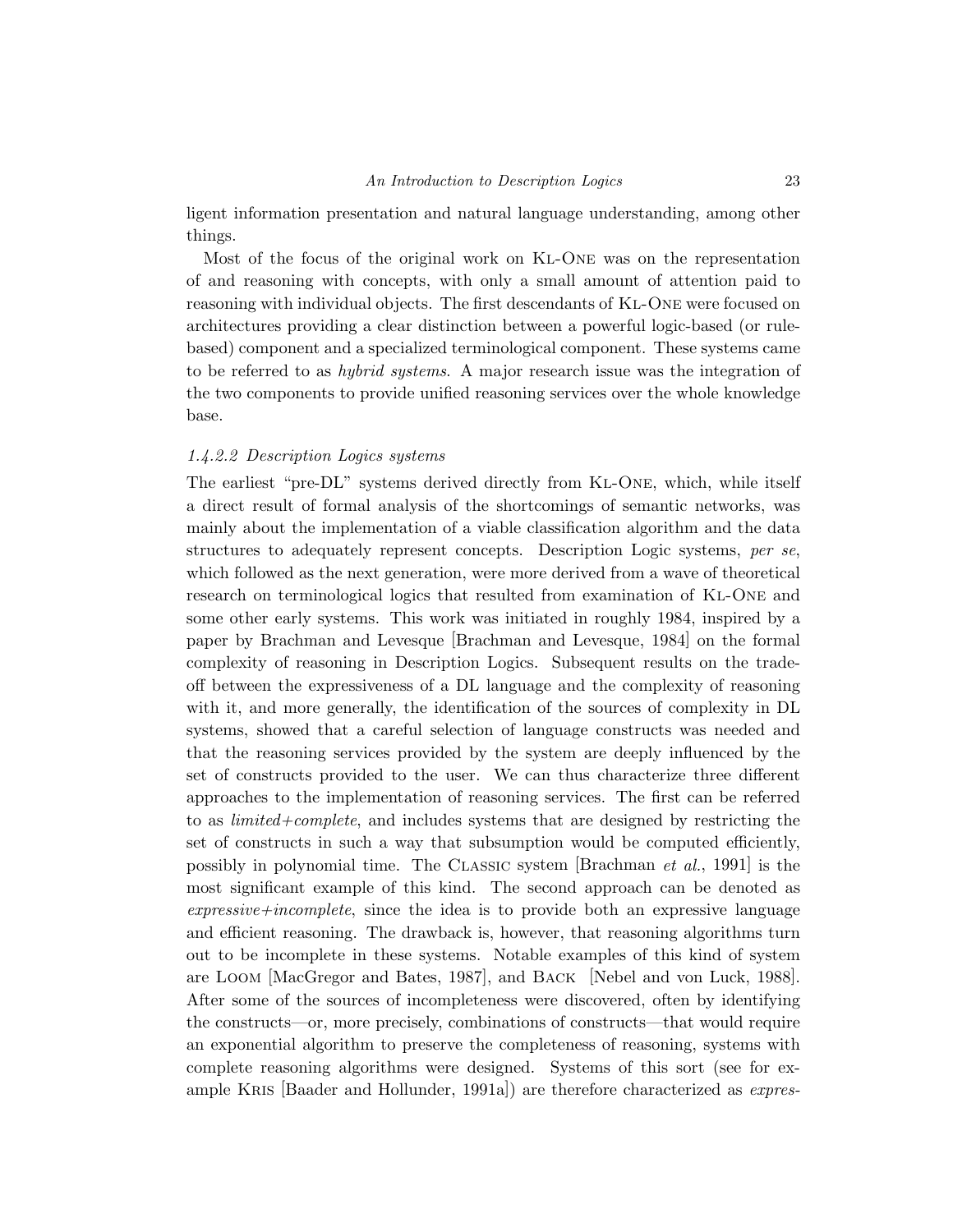ligent information presentation and natural language understanding, among other things.

Most of the focus of the original work on KL-ONE was on the representation of and reasoning with concepts, with only a small amount of attention paid to reasoning with individual objects. The first descendants of KL-ONE were focused on architectures providing a clear distinction between a powerful logic-based (or rule-based) component and a specialized terminological component. These systems came to be referred to as *hybrid systems*. A major research issue was the integration of the two components to provide unified reasoning services over the whole knowledge base.

#### 1.4.2.2 Description Logics systems

The earliest "pre-DL" systems derived directly from KL-ONE, which, while itself a direct result of formal analysis of the shortcomings of semantic networks, was mainly about the implementation of a viable classification algorithm and the data structures to adequately represent concepts. Description Logic systems, *per se*, which followed as the next generation, were more derived from a wave of theoretical research on terminological logics that resulted from examination of KL-ONE and some other early systems. This work was initiated in roughly 1984, inspired by a paper by Brachman and Levesque [Brachman and Levesque, 1984] on the formal complexity of reasoning in Description Logics. Subsequent results on the trade-off between the expressiveness of a DL language and the complexity of reasoning with it, and more generally, the identification of the sources of complexity in DL systems, showed that a careful selection of language constructs was needed and that the reasoning services provided by the system are deeply influenced by the set of constructs provided to the user. We can thus characterize three different approaches to the implementation of reasoning services. The first can be referred to as *limited+complete*, and includes systems that are designed by restricting the set of constructs in such a way that subsumption would be computed efficiently, possibly in polynomial time. The CLASSIC system [Brachman *et al.*, 1991] is the most significant example of this kind. The second approach can be denoted as *expressive+incomplete*, since the idea is to provide both an expressive language and efficient reasoning. The drawback is, however, that reasoning algorithms turn out to be incomplete in these systems. Notable examples of this kind of system are LOOM [MacGregor and Bates, 1987], and BACK [Nebel and von Luck, 1988]. After some of the sources of incompleteness were discovered, often by identifying the constructs—or, more precisely, combinations of constructs—that would require an exponential algorithm to preserve the completeness of reasoning, systems with complete reasoning algorithms were designed. Systems of this sort (see for example KRIS [Baader and Hollunder, 1991a]) are therefore characterized as *expres-*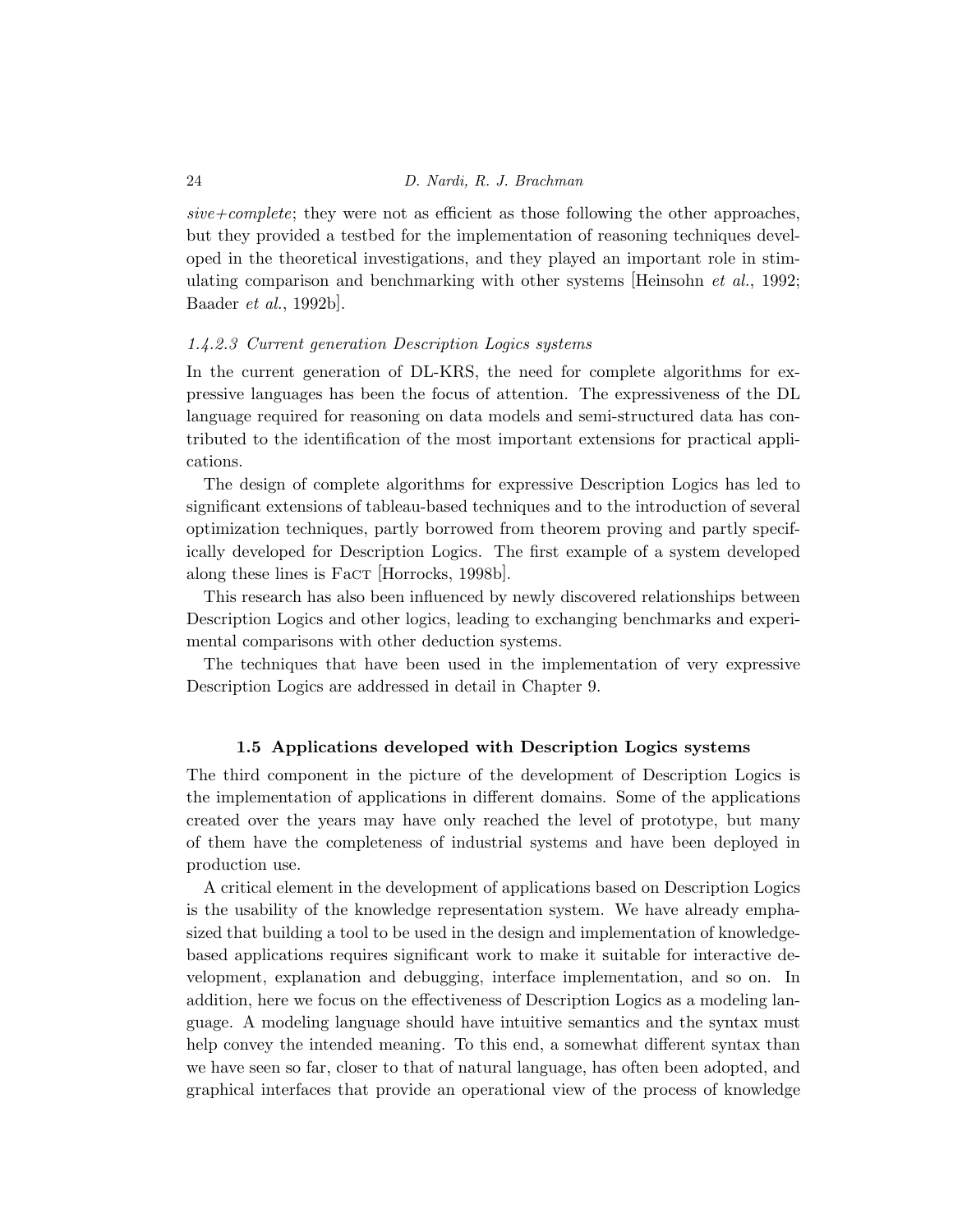*sive+complete*; they were not as efficient as those following the other approaches, but they provided a testbed for the implementation of reasoning techniques developed in the theoretical investigations, and they played an important role in stimulating comparison and benchmarking with other systems [Heinsohn *et al.*, 1992; Baader *et al.*, 1992b].

#### *1.4.2.3 Current generation Description Logics systems*

In the current generation of DL-KRS, the need for complete algorithms for expressive languages has been the focus of attention. The expressiveness of the DL language required for reasoning on data models and semi-structured data has contributed to the identification of the most important extensions for practical applications.

The design of complete algorithms for expressive Description Logics has led to significant extensions of tableau-based techniques and to the introduction of several optimization techniques, partly borrowed from theorem proving and partly specifically developed for Description Logics. The first example of a system developed along these lines is FaCT [Horrocks, 1998b].

This research has also been influenced by newly discovered relationships between Description Logics and other logics, leading to exchanging benchmarks and experimental comparisons with other deduction systems.

The techniques that have been used in the implementation of very expressive Description Logics are addressed in detail in Chapter 9.

## 1.5 Applications developed with Description Logics systems

The third component in the picture of the development of Description Logics is the implementation of applications in different domains. Some of the applications created over the years may have only reached the level of prototype, but many of them have the completeness of industrial systems and have been deployed in production use.

A critical element in the development of applications based on Description Logics is the usability of the knowledge representation system. We have already emphasized that building a tool to be used in the design and implementation of knowledge-based applications requires significant work to make it suitable for interactive development, explanation and debugging, interface implementation, and so on. In addition, here we focus on the effectiveness of Description Logics as a modeling language. A modeling language should have intuitive semantics and the syntax must help convey the intended meaning. To this end, a somewhat different syntax than we have seen so far, closer to that of natural language, has often been adopted, and graphical interfaces that provide an operational view of the process of knowledge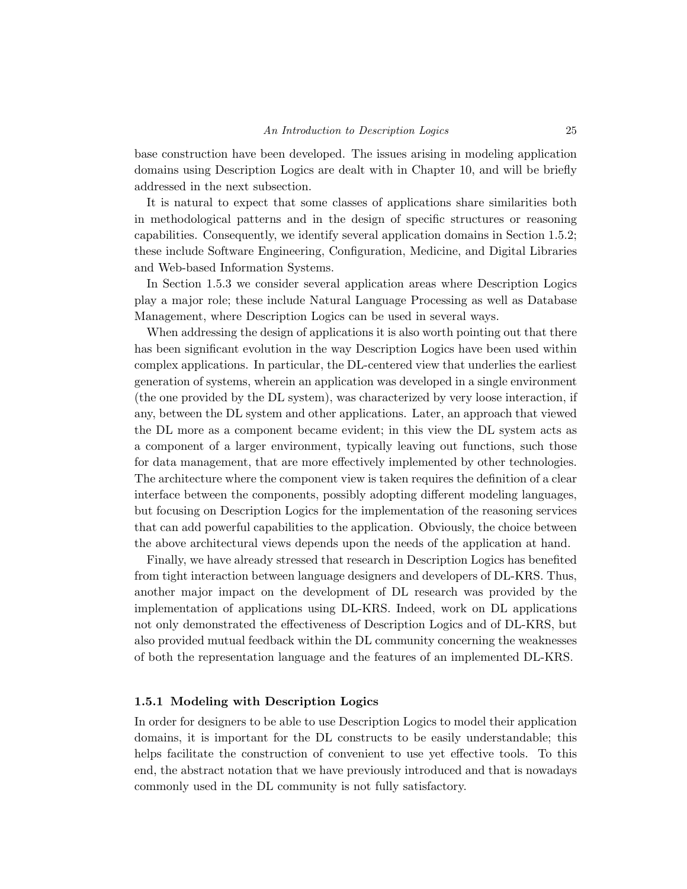base construction have been developed. The issues arising in modeling application domains using Description Logics are dealt with in Chapter 10, and will be briefly addressed in the next subsection.

It is natural to expect that some classes of applications share similarities both in methodological patterns and in the design of specific structures or reasoning capabilities. Consequently, we identify several application domains in Section 1.5.2; these include Software Engineering, Configuration, Medicine, and Digital Libraries and Web-based Information Systems.

In Section 1.5.3 we consider several application areas where Description Logics play a major role; these include Natural Language Processing as well as Database Management, where Description Logics can be used in several ways.

When addressing the design of applications it is also worth pointing out that there has been significant evolution in the way Description Logics have been used within complex applications. In particular, the DL-centered view that underlies the earliest generation of systems, wherein an application was developed in a single environment (the one provided by the DL system), was characterized by very loose interaction, if any, between the DL system and other applications. Later, an approach that viewed the DL more as a component became evident; in this view the DL system acts as a component of a larger environment, typically leaving out functions, such those for data management, that are more effectively implemented by other technologies. The architecture where the component view is taken requires the definition of a clear interface between the components, possibly adopting different modeling languages, but focusing on Description Logics for the implementation of the reasoning services that can add powerful capabilities to the application. Obviously, the choice between the above architectural views depends upon the needs of the application at hand.

Finally, we have already stressed that research in Description Logics has benefited from tight interaction between language designers and developers of DL-KRS. Thus, another major impact on the development of DL research was provided by the implementation of applications using DL-KRS. Indeed, work on DL applications not only demonstrated the effectiveness of Description Logics and of DL-KRS, but also provided mutual feedback within the DL community concerning the weaknesses of both the representation language and the features of an implemented DL-KRS.

### 1.5.1 Modeling with Description Logics

In order for designers to be able to use Description Logics to model their application domains, it is important for the DL constructs to be easily understandable; this helps facilitate the construction of convenient to use yet effective tools. To this end, the abstract notation that we have previously introduced and that is nowadays commonly used in the DL community is not fully satisfactory.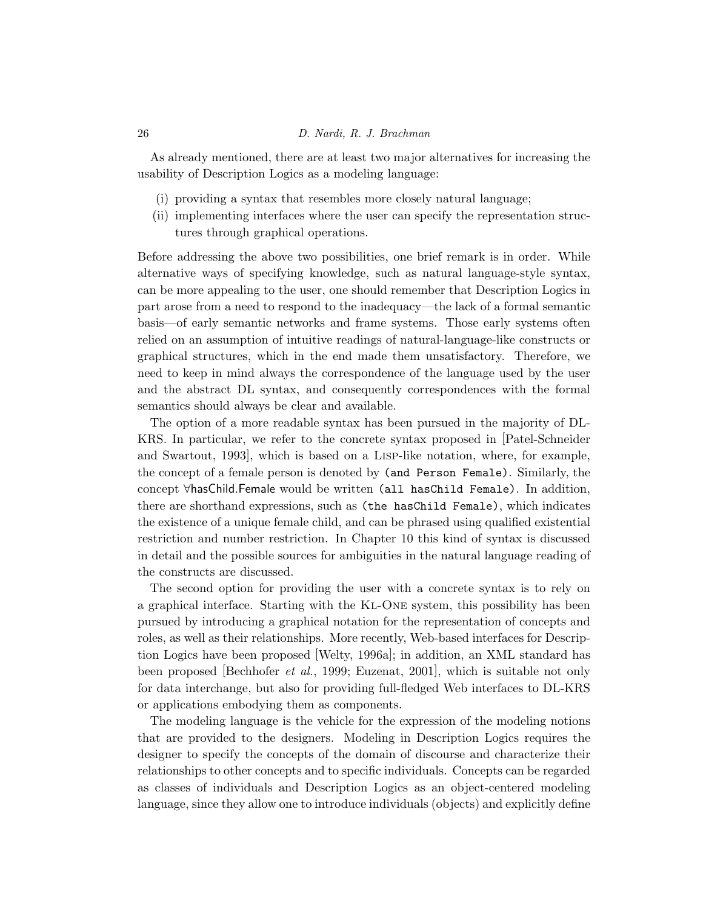As already mentioned, there are at least two major alternatives for increasing the usability of Description Logics as a modeling language:

(i) providing a syntax that resembles more closely natural language;
(ii) implementing interfaces where the user can specify the representation structures through graphical operations.

Before addressing the above two possibilities, one brief remark is in order. While alternative ways of specifying knowledge, such as natural language-style syntax, can be more appealing to the user, one should remember that Description Logics in part arose from a need to respond to the inadequacy—the lack of a formal semantic basis—of early semantic networks and frame systems. Those early systems often relied on an assumption of intuitive readings of natural-language-like constructs or graphical structures, which in the end made them unsatisfactory. Therefore, we need to keep in mind always the correspondence of the language used by the user and the abstract DL syntax, and consequently correspondences with the formal semantics should always be clear and available.

The option of a more readable syntax has been pursued in the majority of DL-KRS. In particular, we refer to the concrete syntax proposed in [Patel-Schneider and Swartout, 1993], which is based on a Lisp-like notation, where, for example, the concept of a female person is denoted by `(and Person Female)`. Similarly, the concept $\forall$hasChild.Female would be written `(all hasChild Female)`. In addition, there are shorthand expressions, such as `(the hasChild Female)`, which indicates the existence of a unique female child, and can be phrased using qualified existential restriction and number restriction. In Chapter 10 this kind of syntax is discussed in detail and the possible sources for ambiguities in the natural language reading of the constructs are discussed.

The second option for providing the user with a concrete syntax is to rely on a graphical interface. Starting with the Kl-One system, this possibility has been pursued by introducing a graphical notation for the representation of concepts and roles, as well as their relationships. More recently, Web-based interfaces for Description Logics have been proposed [Welty, 1996a]; in addition, an XML standard has been proposed [Bechhofer *et al.*, 1999; Euzenat, 2001], which is suitable not only for data interchange, but also for providing full-fledged Web interfaces to DL-KRS or applications embodying them as components.

The modeling language is the vehicle for the expression of the modeling notions that are provided to the designers. Modeling in Description Logics requires the designer to specify the concepts of the domain of discourse and characterize their relationships to other concepts and to specific individuals. Concepts can be regarded as classes of individuals and Description Logics as an object-centered modeling language, since they allow one to introduce individuals (objects) and explicitly define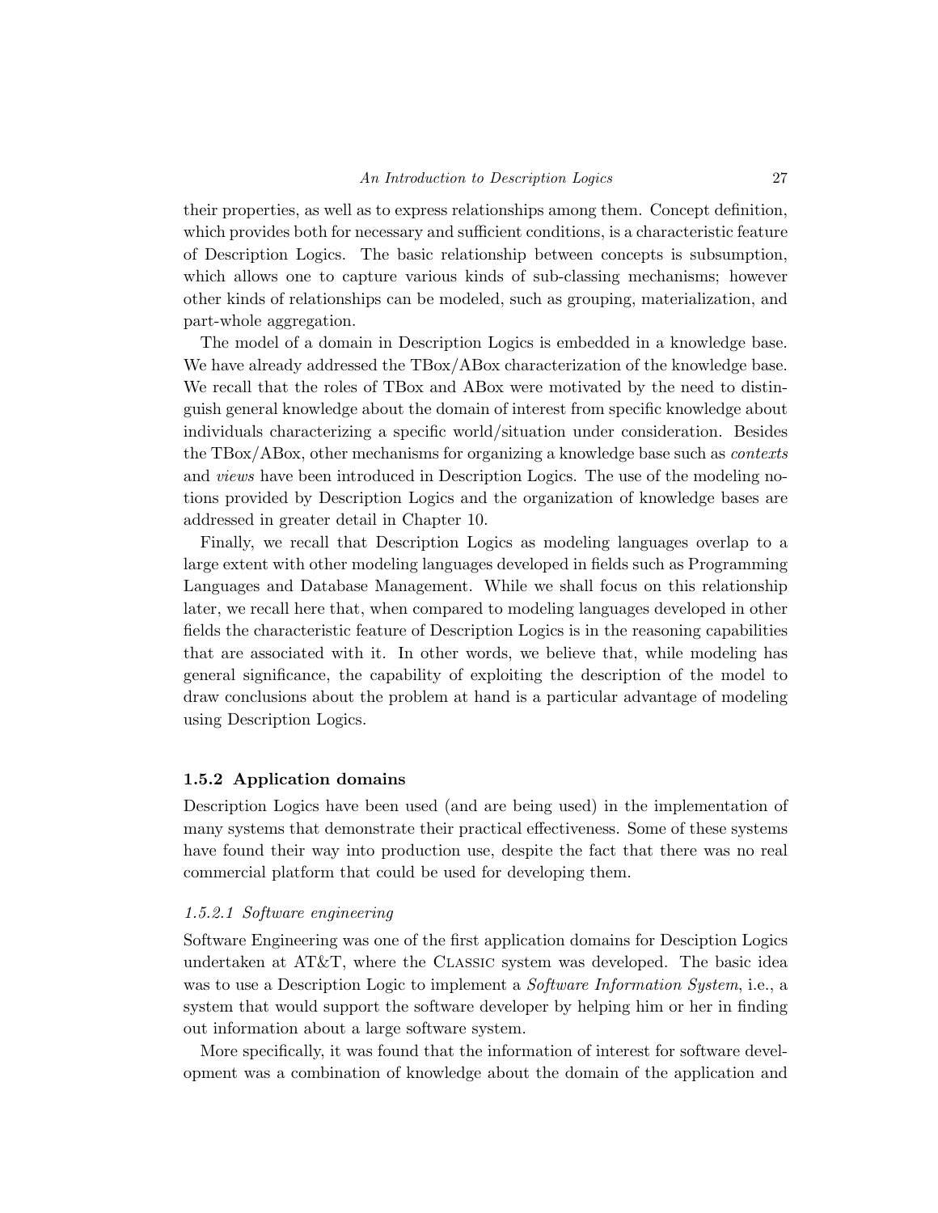their properties, as well as to express relationships among them. Concept definition, which provides both for necessary and sufficient conditions, is a characteristic feature of Description Logics. The basic relationship between concepts is subsumption, which allows one to capture various kinds of sub-classing mechanisms; however other kinds of relationships can be modeled, such as grouping, materialization, and part-whole aggregation.

The model of a domain in Description Logics is embedded in a knowledge base. We have already addressed the TBox/ABox characterization of the knowledge base. We recall that the roles of TBox and ABox were motivated by the need to distinguish general knowledge about the domain of interest from specific knowledge about individuals characterizing a specific world/situation under consideration. Besides the TBox/ABox, other mechanisms for organizing a knowledge base such as *contexts* and *views* have been introduced in Description Logics. The use of the modeling notions provided by Description Logics and the organization of knowledge bases are addressed in greater detail in Chapter 10.

Finally, we recall that Description Logics as modeling languages overlap to a large extent with other modeling languages developed in fields such as Programming Languages and Database Management. While we shall focus on this relationship later, we recall here that, when compared to modeling languages developed in other fields the characteristic feature of Description Logics is in the reasoning capabilities that are associated with it. In other words, we believe that, while modeling has general significance, the capability of exploiting the description of the model to draw conclusions about the problem at hand is a particular advantage of modeling using Description Logics.

### 1.5.2 Application domains

Description Logics have been used (and are being used) in the implementation of many systems that demonstrate their practical effectiveness. Some of these systems have found their way into production use, despite the fact that there was no real commercial platform that could be used for developing them.

#### *1.5.2.1 Software engineering*

Software Engineering was one of the first application domains for Desciption Logics undertaken at AT&T, where the Classic system was developed. The basic idea was to use a Description Logic to implement a *Software Information System*, i.e., a system that would support the software developer by helping him or her in finding out information about a large software system.

More specifically, it was found that the information of interest for software development was a combination of knowledge about the domain of the application and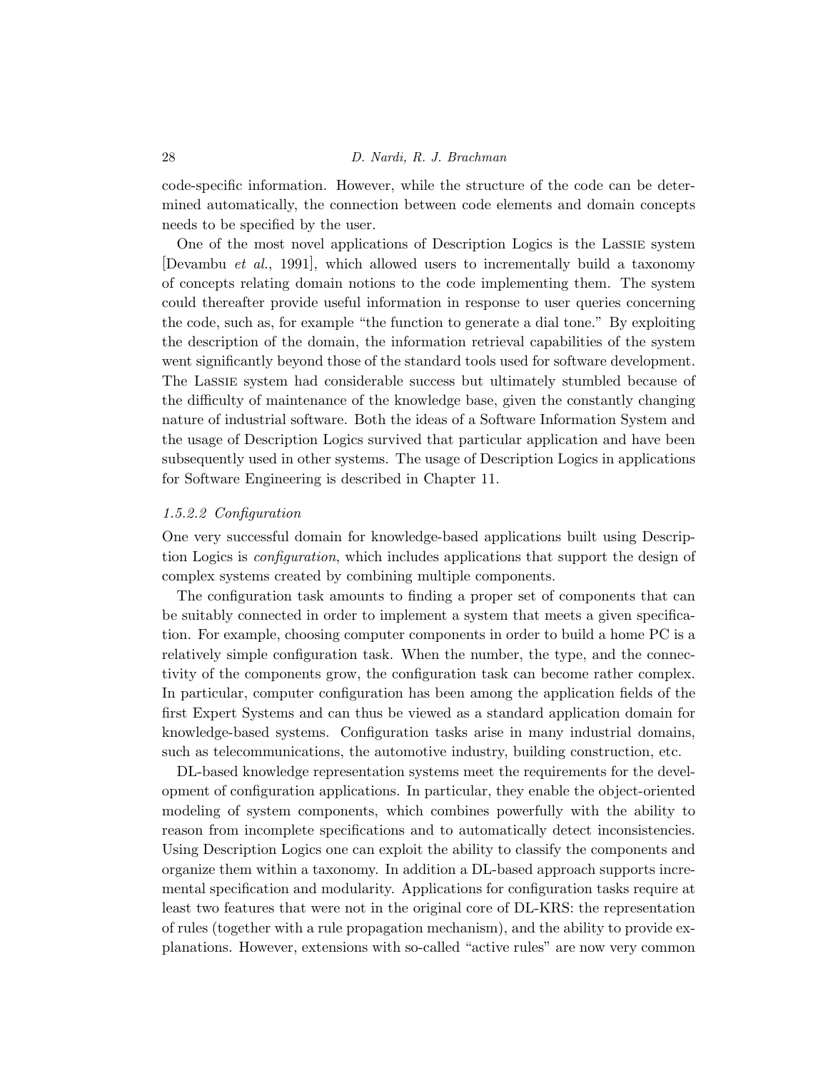code-specific information. However, while the structure of the code can be determined automatically, the connection between code elements and domain concepts needs to be specified by the user.

One of the most novel applications of Description Logics is the Lassie system [Devambu *et al.*, 1991], which allowed users to incrementally build a taxonomy of concepts relating domain notions to the code implementing them. The system could thereafter provide useful information in response to user queries concerning the code, such as, for example "the function to generate a dial tone." By exploiting the description of the domain, the information retrieval capabilities of the system went significantly beyond those of the standard tools used for software development. The Lassie system had considerable success but ultimately stumbled because of the difficulty of maintenance of the knowledge base, given the constantly changing nature of industrial software. Both the ideas of a Software Information System and the usage of Description Logics survived that particular application and have been subsequently used in other systems. The usage of Description Logics in applications for Software Engineering is described in Chapter 11.

#### *1.5.2.2 Configuration*

One very successful domain for knowledge-based applications built using Description Logics is *configuration*, which includes applications that support the design of complex systems created by combining multiple components.

The configuration task amounts to finding a proper set of components that can be suitably connected in order to implement a system that meets a given specification. For example, choosing computer components in order to build a home PC is a relatively simple configuration task. When the number, the type, and the connectivity of the components grow, the configuration task can become rather complex. In particular, computer configuration has been among the application fields of the first Expert Systems and can thus be viewed as a standard application domain for knowledge-based systems. Configuration tasks arise in many industrial domains, such as telecommunications, the automotive industry, building construction, etc.

DL-based knowledge representation systems meet the requirements for the development of configuration applications. In particular, they enable the object-oriented modeling of system components, which combines powerfully with the ability to reason from incomplete specifications and to automatically detect inconsistencies. Using Description Logics one can exploit the ability to classify the components and organize them within a taxonomy. In addition a DL-based approach supports incremental specification and modularity. Applications for configuration tasks require at least two features that were not in the original core of DL-KRS: the representation of rules (together with a rule propagation mechanism), and the ability to provide explanations. However, extensions with so-called "active rules" are now very common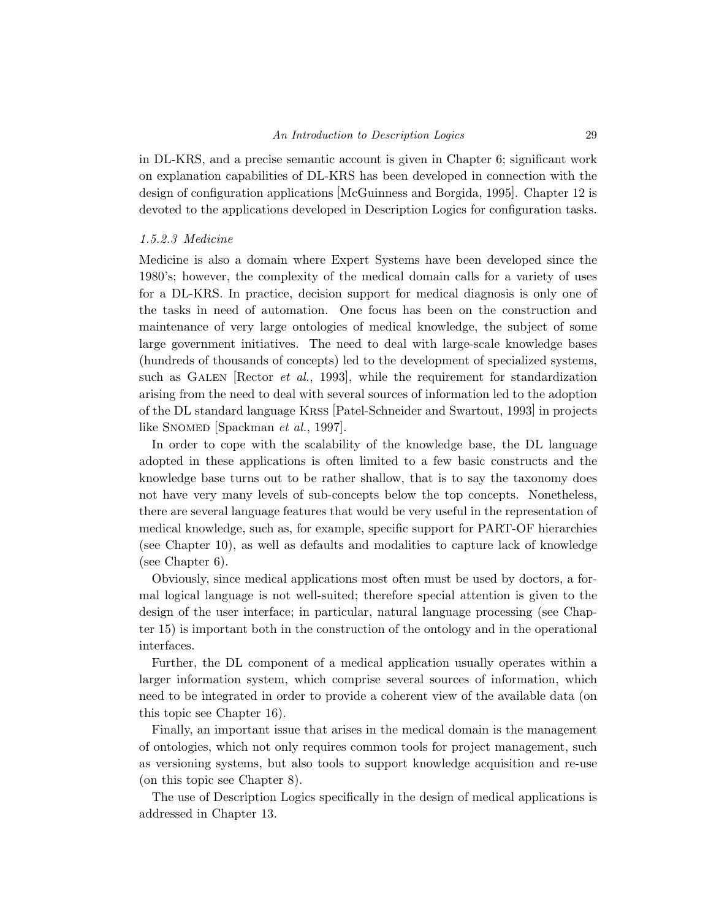in DL-KRS, and a precise semantic account is given in Chapter 6; significant work on explanation capabilities of DL-KRS has been developed in connection with the design of configuration applications [McGuinness and Borgida, 1995]. Chapter 12 is devoted to the applications developed in Description Logics for configuration tasks.

#### *1.5.2.3 Medicine*

Medicine is also a domain where Expert Systems have been developed since the 1980's; however, the complexity of the medical domain calls for a variety of uses for a DL-KRS. In practice, decision support for medical diagnosis is only one of the tasks in need of automation. One focus has been on the construction and maintenance of very large ontologies of medical knowledge, the subject of some large government initiatives. The need to deal with large-scale knowledge bases (hundreds of thousands of concepts) led to the development of specialized systems, such as Galen [Rector *et al.*, 1993], while the requirement for standardization arising from the need to deal with several sources of information led to the adoption of the DL standard language Krss [Patel-Schneider and Swartout, 1993] in projects like Snomed [Spackman *et al.*, 1997].

In order to cope with the scalability of the knowledge base, the DL language adopted in these applications is often limited to a few basic constructs and the knowledge base turns out to be rather shallow, that is to say the taxonomy does not have very many levels of sub-concepts below the top concepts. Nonetheless, there are several language features that would be very useful in the representation of medical knowledge, such as, for example, specific support for PART-OF hierarchies (see Chapter 10), as well as defaults and modalities to capture lack of knowledge (see Chapter 6).

Obviously, since medical applications most often must be used by doctors, a formal logical language is not well-suited; therefore special attention is given to the design of the user interface; in particular, natural language processing (see Chapter 15) is important both in the construction of the ontology and in the operational interfaces.

Further, the DL component of a medical application usually operates within a larger information system, which comprise several sources of information, which need to be integrated in order to provide a coherent view of the available data (on this topic see Chapter 16).

Finally, an important issue that arises in the medical domain is the management of ontologies, which not only requires common tools for project management, such as versioning systems, but also tools to support knowledge acquisition and re-use (on this topic see Chapter 8).

The use of Description Logics specifically in the design of medical applications is addressed in Chapter 13.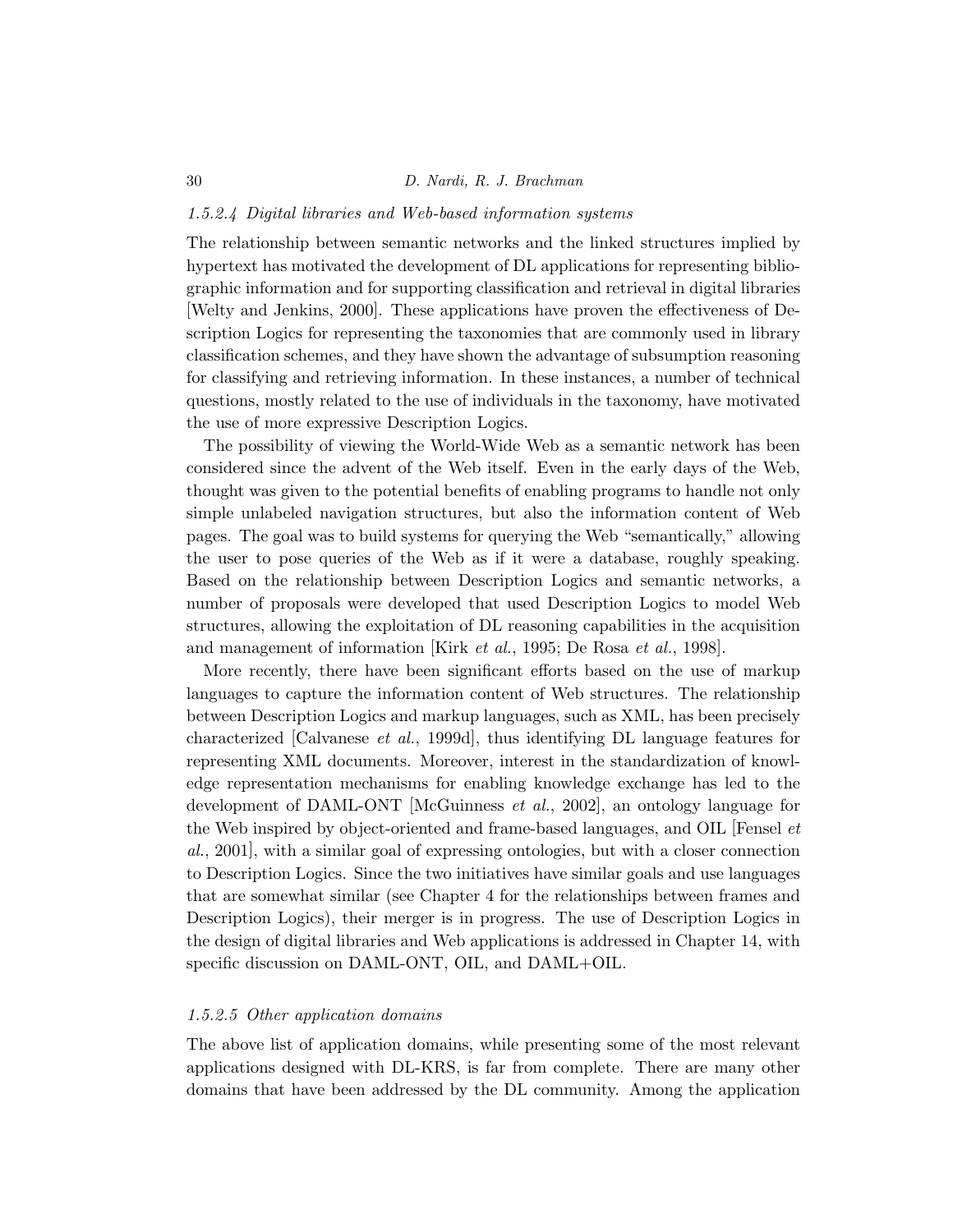#### *1.5.2.4 Digital libraries and Web-based information systems*

The relationship between semantic networks and the linked structures implied by hypertext has motivated the development of DL applications for representing bibliographic information and for supporting classification and retrieval in digital libraries [Welty and Jenkins, 2000]. These applications have proven the effectiveness of Description Logics for representing the taxonomies that are commonly used in library classification schemes, and they have shown the advantage of subsumption reasoning for classifying and retrieving information. In these instances, a number of technical questions, mostly related to the use of individuals in the taxonomy, have motivated the use of more expressive Description Logics.

The possibility of viewing the World-Wide Web as a semantic network has been considered since the advent of the Web itself. Even in the early days of the Web, thought was given to the potential benefits of enabling programs to handle not only simple unlabeled navigation structures, but also the information content of Web pages. The goal was to build systems for querying the Web "semantically," allowing the user to pose queries of the Web as if it were a database, roughly speaking. Based on the relationship between Description Logics and semantic networks, a number of proposals were developed that used Description Logics to model Web structures, allowing the exploitation of DL reasoning capabilities in the acquisition and management of information [Kirk *et al.*, 1995; De Rosa *et al.*, 1998].

More recently, there have been significant efforts based on the use of markup languages to capture the information content of Web structures. The relationship between Description Logics and markup languages, such as XML, has been precisely characterized [Calvanese *et al.*, 1999d], thus identifying DL language features for representing XML documents. Moreover, interest in the standardization of knowledge representation mechanisms for enabling knowledge exchange has led to the development of DAML-ONT [McGuinness *et al.*, 2002], an ontology language for the Web inspired by object-oriented and frame-based languages, and OIL [Fensel *et al.*, 2001], with a similar goal of expressing ontologies, but with a closer connection to Description Logics. Since the two initiatives have similar goals and use languages that are somewhat similar (see Chapter 4 for the relationships between frames and Description Logics), their merger is in progress. The use of Description Logics in the design of digital libraries and Web applications is addressed in Chapter 14, with specific discussion on DAML-ONT, OIL, and DAML+OIL.

#### *1.5.2.5 Other application domains*

The above list of application domains, while presenting some of the most relevant applications designed with DL-KRS, is far from complete. There are many other domains that have been addressed by the DL community. Among the application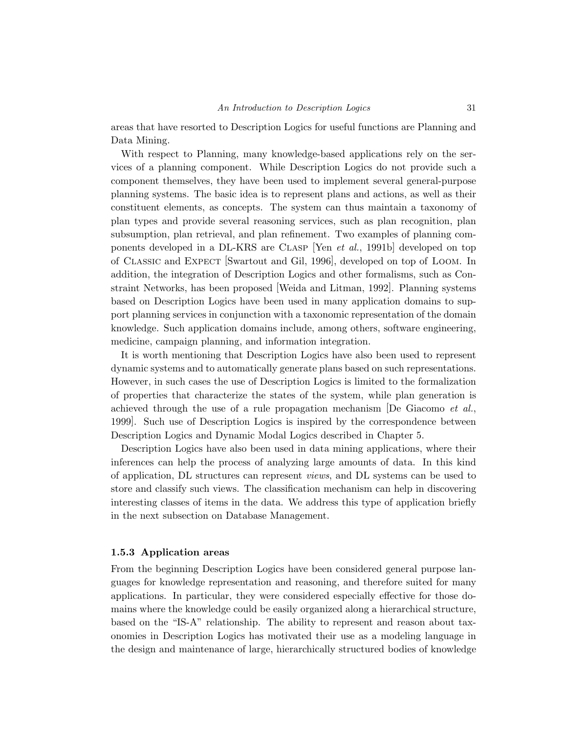areas that have resorted to Description Logics for useful functions are Planning and Data Mining.

With respect to Planning, many knowledge-based applications rely on the services of a planning component. While Description Logics do not provide such a component themselves, they have been used to implement several general-purpose planning systems. The basic idea is to represent plans and actions, as well as their constituent elements, as concepts. The system can thus maintain a taxonomy of plan types and provide several reasoning services, such as plan recognition, plan subsumption, plan retrieval, and plan refinement. Two examples of planning components developed in a DL-KRS are Clasp [Yen *et al.*, 1991b] developed on top of Classic and Expect [Swartout and Gil, 1996], developed on top of Loom. In addition, the integration of Description Logics and other formalisms, such as Constraint Networks, has been proposed [Weida and Litman, 1992]. Planning systems based on Description Logics have been used in many application domains to support planning services in conjunction with a taxonomic representation of the domain knowledge. Such application domains include, among others, software engineering, medicine, campaign planning, and information integration.

It is worth mentioning that Description Logics have also been used to represent dynamic systems and to automatically generate plans based on such representations. However, in such cases the use of Description Logics is limited to the formalization of properties that characterize the states of the system, while plan generation is achieved through the use of a rule propagation mechanism [De Giacomo *et al.*, 1999]. Such use of Description Logics is inspired by the correspondence between Description Logics and Dynamic Modal Logics described in Chapter 5.

Description Logics have also been used in data mining applications, where their inferences can help the process of analyzing large amounts of data. In this kind of application, DL structures can represent *views*, and DL systems can be used to store and classify such views. The classification mechanism can help in discovering interesting classes of items in the data. We address this type of application briefly in the next subsection on Database Management.

### 1.5.3 Application areas

From the beginning Description Logics have been considered general purpose languages for knowledge representation and reasoning, and therefore suited for many applications. In particular, they were considered especially effective for those domains where the knowledge could be easily organized along a hierarchical structure, based on the "IS-A" relationship. The ability to represent and reason about taxonomies in Description Logics has motivated their use as a modeling language in the design and maintenance of large, hierarchically structured bodies of knowledge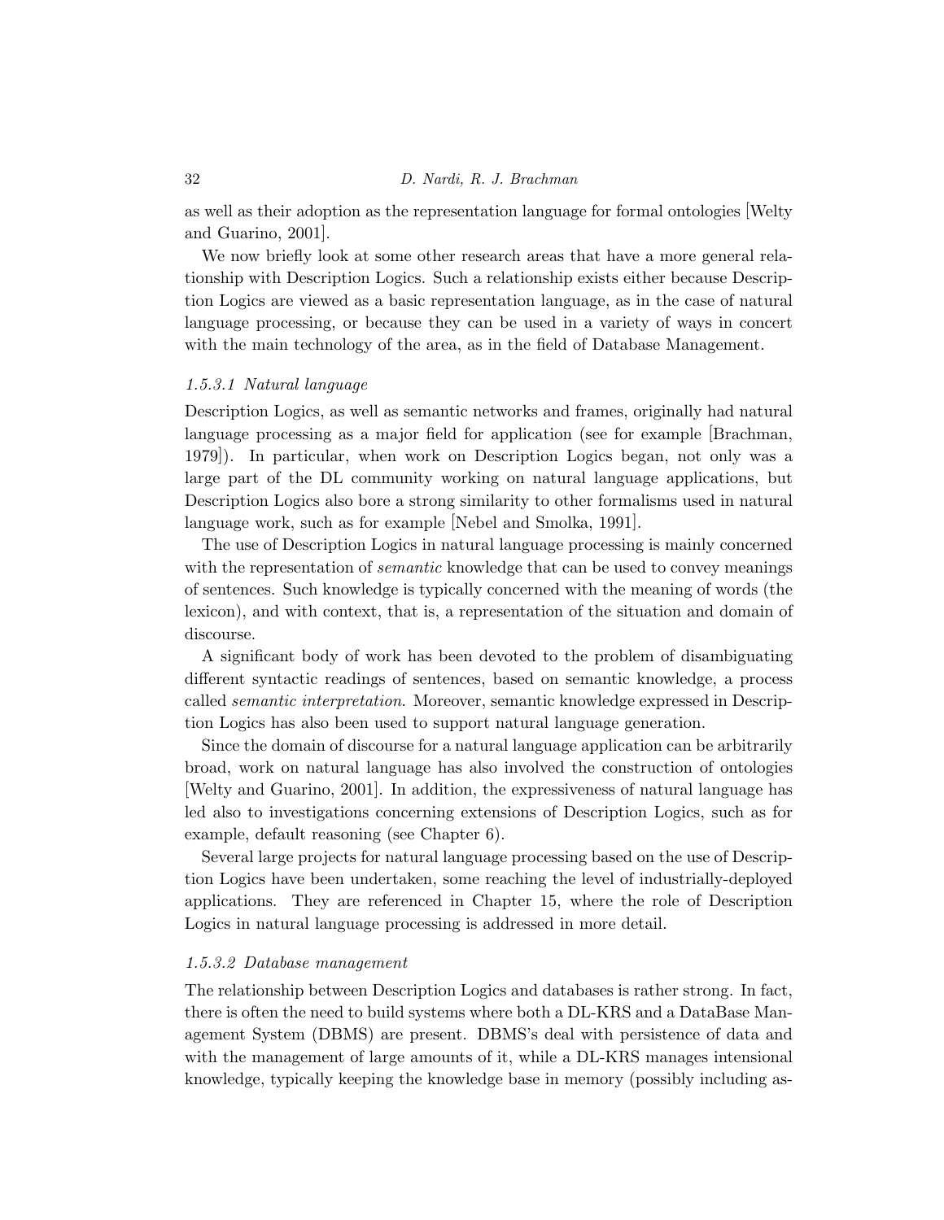as well as their adoption as the representation language for formal ontologies [Welty and Guarino, 2001].

We now briefly look at some other research areas that have a more general relationship with Description Logics. Such a relationship exists either because Description Logics are viewed as a basic representation language, as in the case of natural language processing, or because they can be used in a variety of ways in concert with the main technology of the area, as in the field of Database Management.

#### *1.5.3.1 Natural language*

Description Logics, as well as semantic networks and frames, originally had natural language processing as a major field for application (see for example [Brachman, 1979]). In particular, when work on Description Logics began, not only was a large part of the DL community working on natural language applications, but Description Logics also bore a strong similarity to other formalisms used in natural language work, such as for example [Nebel and Smolka, 1991].

The use of Description Logics in natural language processing is mainly concerned with the representation of *semantic* knowledge that can be used to convey meanings of sentences. Such knowledge is typically concerned with the meaning of words (the lexicon), and with context, that is, a representation of the situation and domain of discourse.

A significant body of work has been devoted to the problem of disambiguating different syntactic readings of sentences, based on semantic knowledge, a process called *semantic interpretation*. Moreover, semantic knowledge expressed in Description Logics has also been used to support natural language generation.

Since the domain of discourse for a natural language application can be arbitrarily broad, work on natural language has also involved the construction of ontologies [Welty and Guarino, 2001]. In addition, the expressiveness of natural language has led also to investigations concerning extensions of Description Logics, such as for example, default reasoning (see Chapter 6).

Several large projects for natural language processing based on the use of Description Logics have been undertaken, some reaching the level of industrially-deployed applications. They are referenced in Chapter 15, where the role of Description Logics in natural language processing is addressed in more detail.

#### *1.5.3.2 Database management*

The relationship between Description Logics and databases is rather strong. In fact, there is often the need to build systems where both a DL-KRS and a DataBase Management System (DBMS) are present. DBMS's deal with persistence of data and with the management of large amounts of it, while a DL-KRS manages intensional knowledge, typically keeping the knowledge base in memory (possibly including as-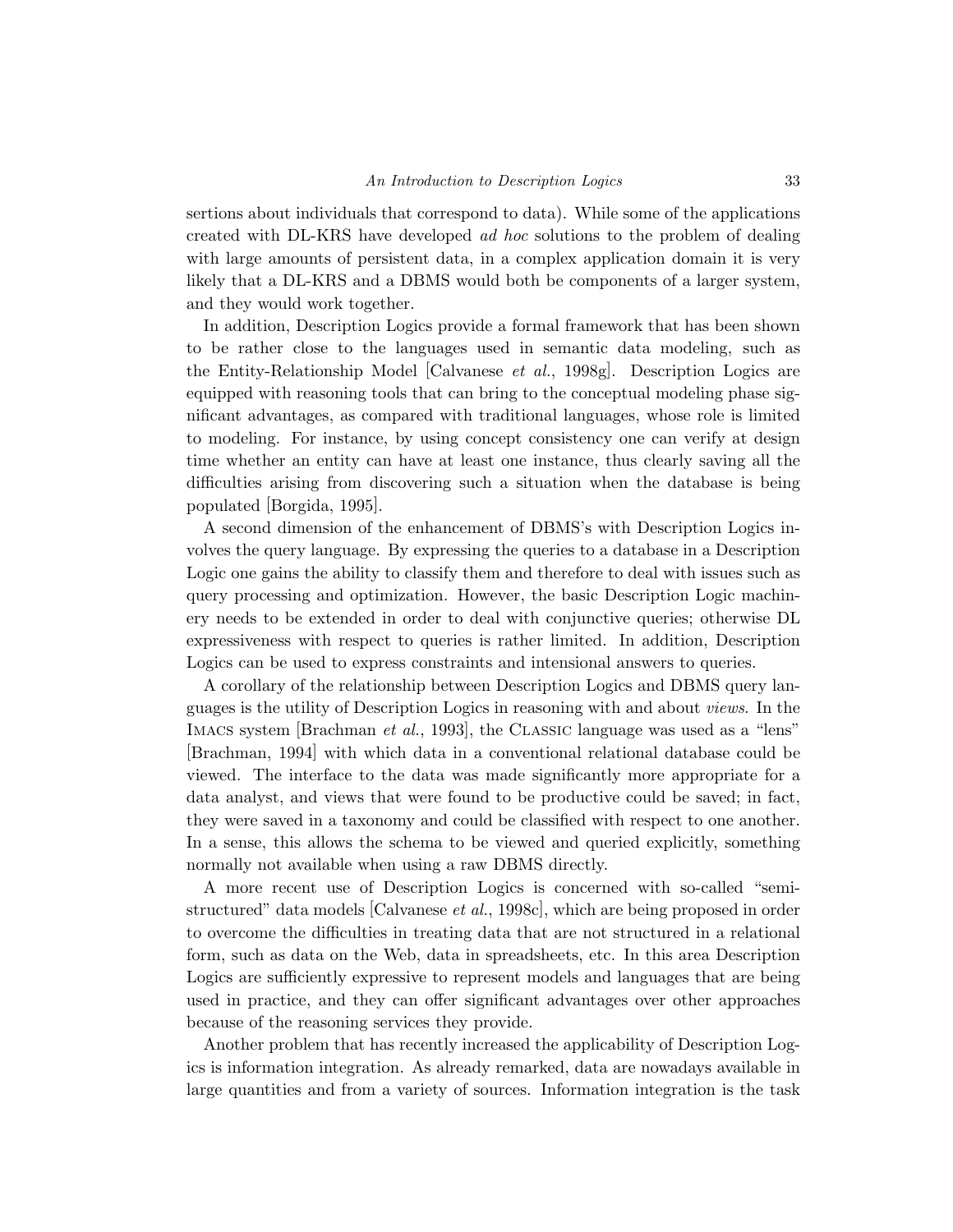sertions about individuals that correspond to data). While some of the applications created with DL-KRS have developed *ad hoc* solutions to the problem of dealing with large amounts of persistent data, in a complex application domain it is very likely that a DL-KRS and a DBMS would both be components of a larger system, and they would work together.

In addition, Description Logics provide a formal framework that has been shown to be rather close to the languages used in semantic data modeling, such as the Entity-Relationship Model [Calvanese *et al.*, 1998g]. Description Logics are equipped with reasoning tools that can bring to the conceptual modeling phase significant advantages, as compared with traditional languages, whose role is limited to modeling. For instance, by using concept consistency one can verify at design time whether an entity can have at least one instance, thus clearly saving all the difficulties arising from discovering such a situation when the database is being populated [Borgida, 1995].

A second dimension of the enhancement of DBMS's with Description Logics involves the query language. By expressing the queries to a database in a Description Logic one gains the ability to classify them and therefore to deal with issues such as query processing and optimization. However, the basic Description Logic machinery needs to be extended in order to deal with conjunctive queries; otherwise DL expressiveness with respect to queries is rather limited. In addition, Description Logics can be used to express constraints and intensional answers to queries.

A corollary of the relationship between Description Logics and DBMS query languages is the utility of Description Logics in reasoning with and about *views*. In the IMACS system [Brachman *et al.*, 1993], the CLASSIC language was used as a "lens" [Brachman, 1994] with which data in a conventional relational database could be viewed. The interface to the data was made significantly more appropriate for a data analyst, and views that were found to be productive could be saved; in fact, they were saved in a taxonomy and could be classified with respect to one another. In a sense, this allows the schema to be viewed and queried explicitly, something normally not available when using a raw DBMS directly.

A more recent use of Description Logics is concerned with so-called "semi-structured" data models [Calvanese *et al.*, 1998c], which are being proposed in order to overcome the difficulties in treating data that are not structured in a relational form, such as data on the Web, data in spreadsheets, etc. In this area Description Logics are sufficiently expressive to represent models and languages that are being used in practice, and they can offer significant advantages over other approaches because of the reasoning services they provide.

Another problem that has recently increased the applicability of Description Logics is information integration. As already remarked, data are nowadays available in large quantities and from a variety of sources. Information integration is the task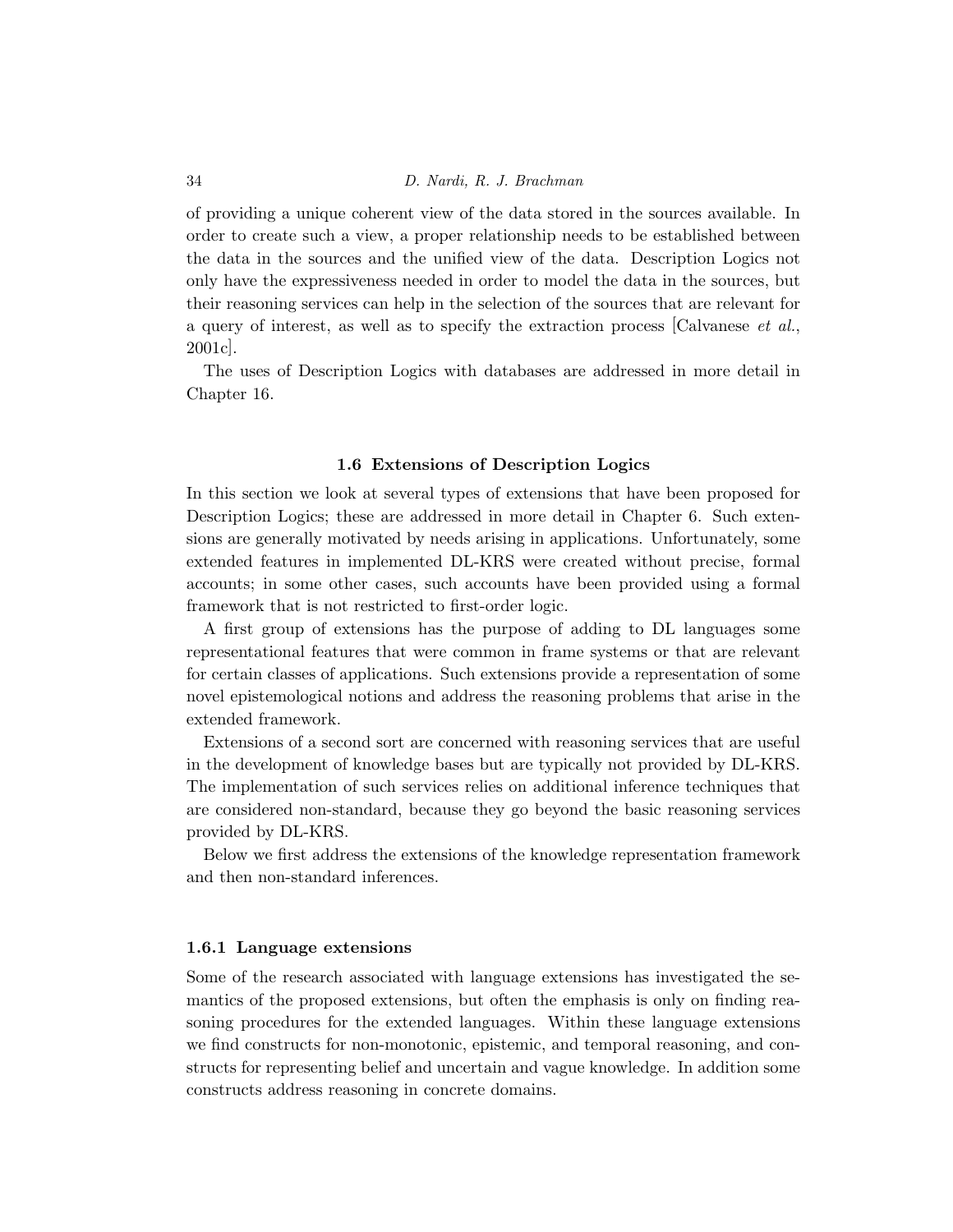of providing a unique coherent view of the data stored in the sources available. In order to create such a view, a proper relationship needs to be established between the data in the sources and the unified view of the data. Description Logics not only have the expressiveness needed in order to model the data in the sources, but their reasoning services can help in the selection of the sources that are relevant for a query of interest, as well as to specify the extraction process [Calvanese *et al.*, 2001c].

The uses of Description Logics with databases are addressed in more detail in Chapter 16.

## 1.6 Extensions of Description Logics

In this section we look at several types of extensions that have been proposed for Description Logics; these are addressed in more detail in Chapter 6. Such extensions are generally motivated by needs arising in applications. Unfortunately, some extended features in implemented DL-KRS were created without precise, formal accounts; in some other cases, such accounts have been provided using a formal framework that is not restricted to first-order logic.

A first group of extensions has the purpose of adding to DL languages some representational features that were common in frame systems or that are relevant for certain classes of applications. Such extensions provide a representation of some novel epistemological notions and address the reasoning problems that arise in the extended framework.

Extensions of a second sort are concerned with reasoning services that are useful in the development of knowledge bases but are typically not provided by DL-KRS. The implementation of such services relies on additional inference techniques that are considered non-standard, because they go beyond the basic reasoning services provided by DL-KRS.

Below we first address the extensions of the knowledge representation framework and then non-standard inferences.

### 1.6.1 Language extensions

Some of the research associated with language extensions has investigated the semantics of the proposed extensions, but often the emphasis is only on finding reasoning procedures for the extended languages. Within these language extensions we find constructs for non-monotonic, epistemic, and temporal reasoning, and constructs for representing belief and uncertain and vague knowledge. In addition some constructs address reasoning in concrete domains.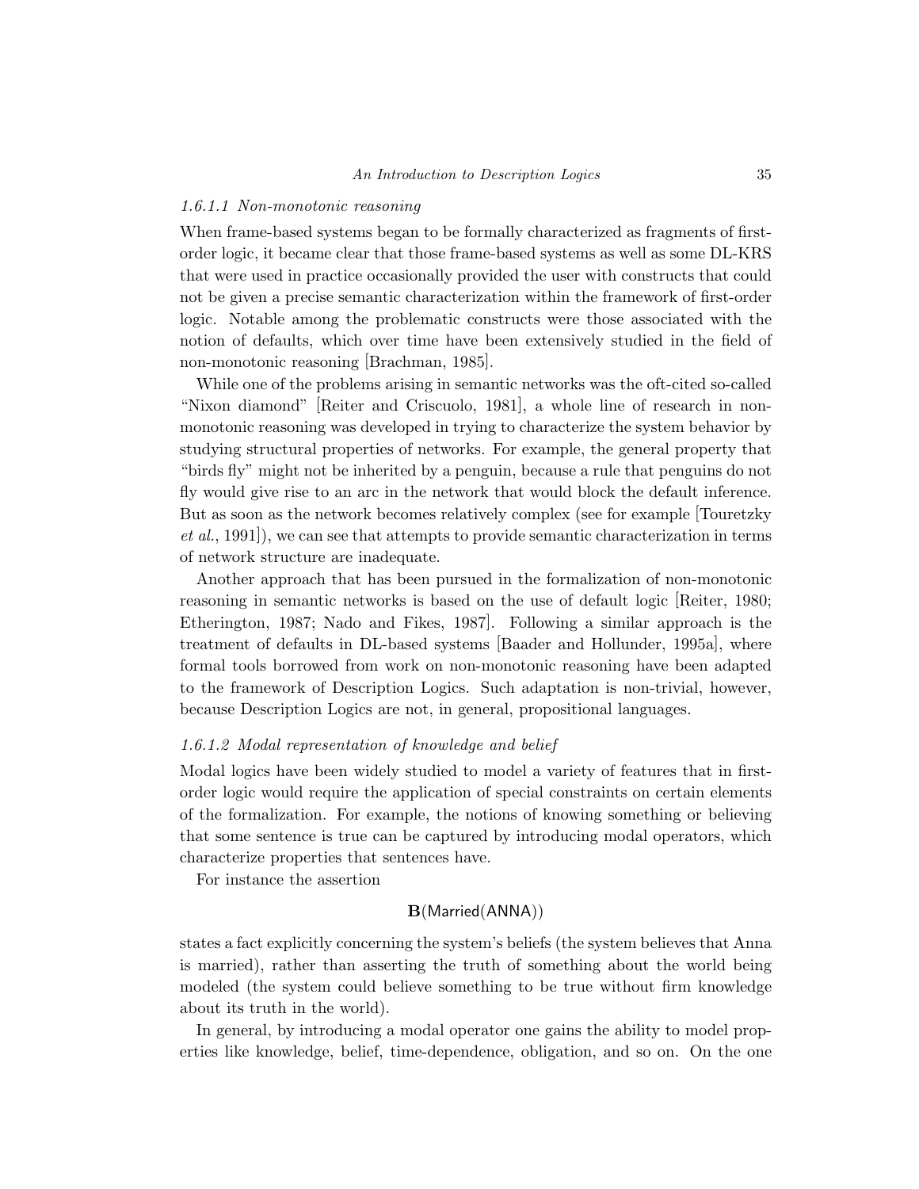#### 1.6.1.1 Non-monotonic reasoning

When frame-based systems began to be formally characterized as fragments of first-order logic, it became clear that those frame-based systems as well as some DL-KRS that were used in practice occasionally provided the user with constructs that could not be given a precise semantic characterization within the framework of first-order logic. Notable among the problematic constructs were those associated with the notion of defaults, which over time have been extensively studied in the field of non-monotonic reasoning [Brachman, 1985].

While one of the problems arising in semantic networks was the oft-cited so-called "Nixon diamond" [Reiter and Criscuolo, 1981], a whole line of research in non-monotonic reasoning was developed in trying to characterize the system behavior by studying structural properties of networks. For example, the general property that "birds fly" might not be inherited by a penguin, because a rule that penguins do not fly would give rise to an arc in the network that would block the default inference. But as soon as the network becomes relatively complex (see for example [Touretzky *et al.*, 1991]), we can see that attempts to provide semantic characterization in terms of network structure are inadequate.

Another approach that has been pursued in the formalization of non-monotonic reasoning in semantic networks is based on the use of default logic [Reiter, 1980; Etherington, 1987; Nado and Fikes, 1987]. Following a similar approach is the treatment of defaults in DL-based systems [Baader and Hollunder, 1995a], where formal tools borrowed from work on non-monotonic reasoning have been adapted to the framework of Description Logics. Such adaptation is non-trivial, however, because Description Logics are not, in general, propositional languages.

#### 1.6.1.2 Modal representation of knowledge and belief

Modal logics have been widely studied to model a variety of features that in first-order logic would require the application of special constraints on certain elements of the formalization. For example, the notions of knowing something or believing that some sentence is true can be captured by introducing modal operators, which characterize properties that sentences have.

For instance the assertion

$$\mathbf{B}(\mathsf{Married}(\mathsf{ANNA}))$$

states a fact explicitly concerning the system's beliefs (the system believes that Anna is married), rather than asserting the truth of something about the world being modeled (the system could believe something to be true without firm knowledge about its truth in the world).

In general, by introducing a modal operator one gains the ability to model properties like knowledge, belief, time-dependence, obligation, and so on. On the one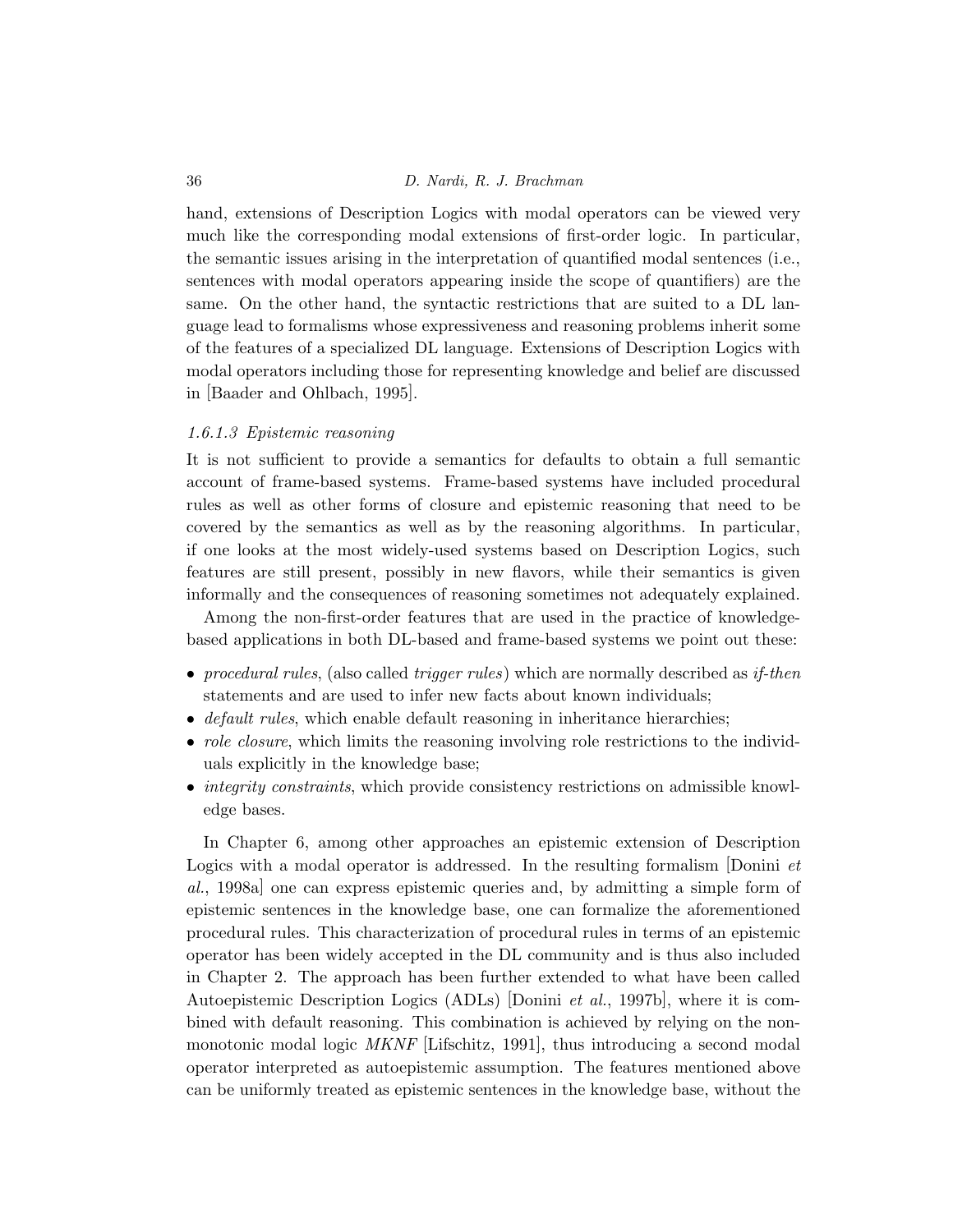hand, extensions of Description Logics with modal operators can be viewed very much like the corresponding modal extensions of first-order logic. In particular, the semantic issues arising in the interpretation of quantified modal sentences (i.e., sentences with modal operators appearing inside the scope of quantifiers) are the same. On the other hand, the syntactic restrictions that are suited to a DL language lead to formalisms whose expressiveness and reasoning problems inherit some of the features of a specialized DL language. Extensions of Description Logics with modal operators including those for representing knowledge and belief are discussed in [Baader and Ohlbach, 1995].

#### *1.6.1.3 Epistemic reasoning*

It is not sufficient to provide a semantics for defaults to obtain a full semantic account of frame-based systems. Frame-based systems have included procedural rules as well as other forms of closure and epistemic reasoning that need to be covered by the semantics as well as by the reasoning algorithms. In particular, if one looks at the most widely-used systems based on Description Logics, such features are still present, possibly in new flavors, while their semantics is given informally and the consequences of reasoning sometimes not adequately explained.

Among the non-first-order features that are used in the practice of knowledge-based applications in both DL-based and frame-based systems we point out these:

- *procedural rules*, (also called *trigger rules*) which are normally described as *if-then* statements and are used to infer new facts about known individuals;
- *default rules*, which enable default reasoning in inheritance hierarchies;
- *role closure*, which limits the reasoning involving role restrictions to the individuals explicitly in the knowledge base;
- *integrity constraints*, which provide consistency restrictions on admissible knowledge bases.

In Chapter 6, among other approaches an epistemic extension of Description Logics with a modal operator is addressed. In the resulting formalism [Donini *et al.*, 1998a] one can express epistemic queries and, by admitting a simple form of epistemic sentences in the knowledge base, one can formalize the aforementioned procedural rules. This characterization of procedural rules in terms of an epistemic operator has been widely accepted in the DL community and is thus also included in Chapter 2. The approach has been further extended to what have been called Autoepistemic Description Logics (ADLs) [Donini *et al.*, 1997b], where it is combined with default reasoning. This combination is achieved by relying on the non-monotonic modal logic *MKNF* [Lifschitz, 1991], thus introducing a second modal operator interpreted as autoepistemic assumption. The features mentioned above can be uniformly treated as epistemic sentences in the knowledge base, without the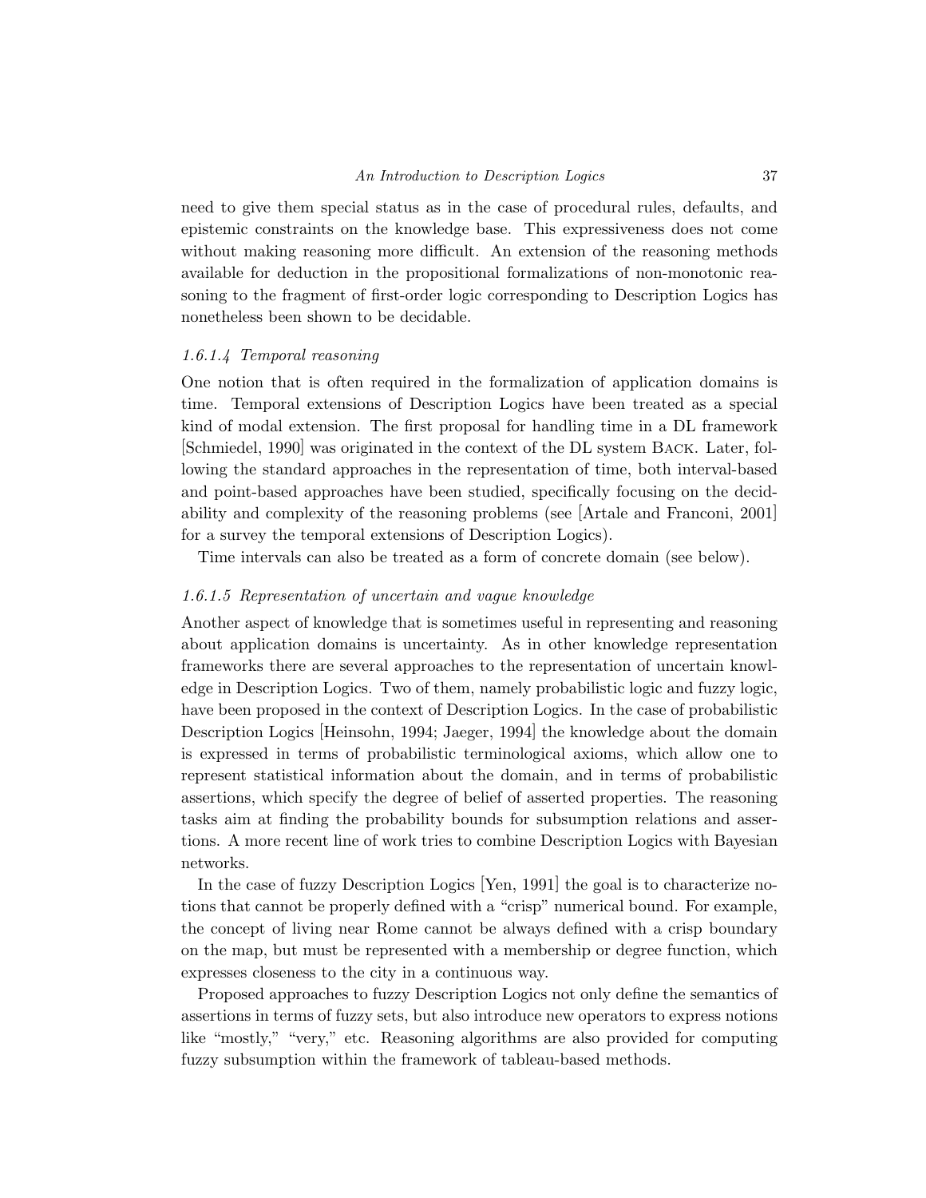need to give them special status as in the case of procedural rules, defaults, and epistemic constraints on the knowledge base. This expressiveness does not come without making reasoning more difficult. An extension of the reasoning methods available for deduction in the propositional formalizations of non-monotonic reasoning to the fragment of first-order logic corresponding to Description Logics has nonetheless been shown to be decidable.

#### *1.6.1.4 Temporal reasoning*

One notion that is often required in the formalization of application domains is time. Temporal extensions of Description Logics have been treated as a special kind of modal extension. The first proposal for handling time in a DL framework [Schmiedel, 1990] was originated in the context of the DL system Back. Later, following the standard approaches in the representation of time, both interval-based and point-based approaches have been studied, specifically focusing on the decidability and complexity of the reasoning problems (see [Artale and Franconi, 2001] for a survey the temporal extensions of Description Logics).

Time intervals can also be treated as a form of concrete domain (see below).

#### *1.6.1.5 Representation of uncertain and vague knowledge*

Another aspect of knowledge that is sometimes useful in representing and reasoning about application domains is uncertainty. As in other knowledge representation frameworks there are several approaches to the representation of uncertain knowledge in Description Logics. Two of them, namely probabilistic logic and fuzzy logic, have been proposed in the context of Description Logics. In the case of probabilistic Description Logics [Heinsohn, 1994; Jaeger, 1994] the knowledge about the domain is expressed in terms of probabilistic terminological axioms, which allow one to represent statistical information about the domain, and in terms of probabilistic assertions, which specify the degree of belief of asserted properties. The reasoning tasks aim at finding the probability bounds for subsumption relations and assertions. A more recent line of work tries to combine Description Logics with Bayesian networks.

In the case of fuzzy Description Logics [Yen, 1991] the goal is to characterize notions that cannot be properly defined with a "crisp" numerical bound. For example, the concept of living near Rome cannot be always defined with a crisp boundary on the map, but must be represented with a membership or degree function, which expresses closeness to the city in a continuous way.

Proposed approaches to fuzzy Description Logics not only define the semantics of assertions in terms of fuzzy sets, but also introduce new operators to express notions like "mostly," "very," etc. Reasoning algorithms are also provided for computing fuzzy subsumption within the framework of tableau-based methods.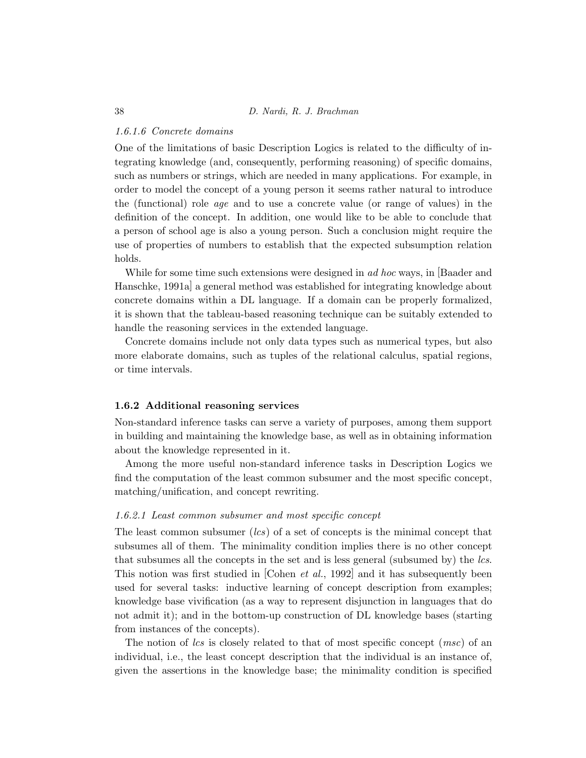#### *1.6.1.6 Concrete domains*

One of the limitations of basic Description Logics is related to the difficulty of integrating knowledge (and, consequently, performing reasoning) of specific domains, such as numbers or strings, which are needed in many applications. For example, in order to model the concept of a young person it seems rather natural to introduce the (functional) role *age* and to use a concrete value (or range of values) in the definition of the concept. In addition, one would like to be able to conclude that a person of school age is also a young person. Such a conclusion might require the use of properties of numbers to establish that the expected subsumption relation holds.

While for some time such extensions were designed in *ad hoc* ways, in [Baader and Hanschke, 1991a] a general method was established for integrating knowledge about concrete domains within a DL language. If a domain can be properly formalized, it is shown that the tableau-based reasoning technique can be suitably extended to handle the reasoning services in the extended language.

Concrete domains include not only data types such as numerical types, but also more elaborate domains, such as tuples of the relational calculus, spatial regions, or time intervals.

### 1.6.2 Additional reasoning services

Non-standard inference tasks can serve a variety of purposes, among them support in building and maintaining the knowledge base, as well as in obtaining information about the knowledge represented in it.

Among the more useful non-standard inference tasks in Description Logics we find the computation of the least common subsumer and the most specific concept, matching/unification, and concept rewriting.

#### *1.6.2.1 Least common subsumer and most specific concept*

The least common subsumer (*lcs*) of a set of concepts is the minimal concept that subsumes all of them. The minimality condition implies there is no other concept that subsumes all the concepts in the set and is less general (subsumed by) the *lcs*. This notion was first studied in [Cohen *et al.*, 1992] and it has subsequently been used for several tasks: inductive learning of concept description from examples; knowledge base vivification (as a way to represent disjunction in languages that do not admit it); and in the bottom-up construction of DL knowledge bases (starting from instances of the concepts).

The notion of *lcs* is closely related to that of most specific concept (*msc*) of an individual, i.e., the least concept description that the individual is an instance of, given the assertions in the knowledge base; the minimality condition is specified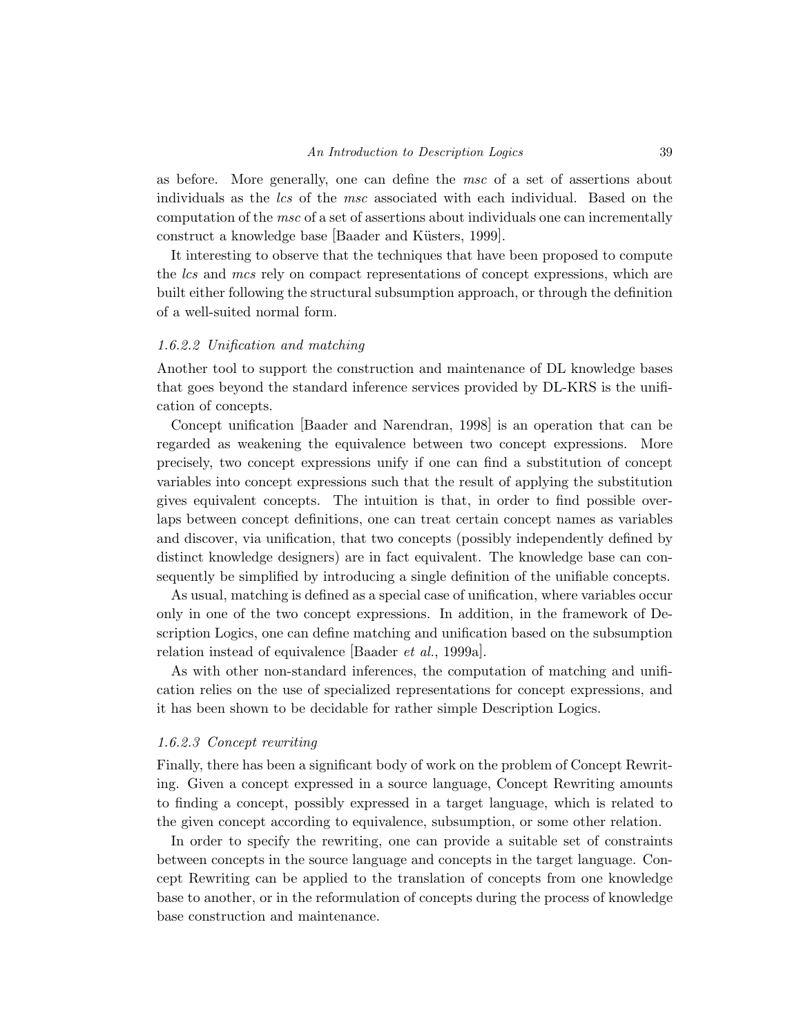as before. More generally, one can define the *msc* of a set of assertions about individuals as the *lcs* of the *msc* associated with each individual. Based on the computation of the *msc* of a set of assertions about individuals one can incrementally construct a knowledge base [Baader and Küsters, 1999].

It interesting to observe that the techniques that have been proposed to compute the *lcs* and *mcs* rely on compact representations of concept expressions, which are built either following the structural subsumption approach, or through the definition of a well-suited normal form.

#### *1.6.2.2 Unification and matching*

Another tool to support the construction and maintenance of DL knowledge bases that goes beyond the standard inference services provided by DL-KRS is the unification of concepts.

Concept unification [Baader and Narendran, 1998] is an operation that can be regarded as weakening the equivalence between two concept expressions. More precisely, two concept expressions unify if one can find a substitution of concept variables into concept expressions such that the result of applying the substitution gives equivalent concepts. The intuition is that, in order to find possible overlaps between concept definitions, one can treat certain concept names as variables and discover, via unification, that two concepts (possibly independently defined by distinct knowledge designers) are in fact equivalent. The knowledge base can consequently be simplified by introducing a single definition of the unifiable concepts.

As usual, matching is defined as a special case of unification, where variables occur only in one of the two concept expressions. In addition, in the framework of Description Logics, one can define matching and unification based on the subsumption relation instead of equivalence [Baader *et al.*, 1999a].

As with other non-standard inferences, the computation of matching and unification relies on the use of specialized representations for concept expressions, and it has been shown to be decidable for rather simple Description Logics.

#### *1.6.2.3 Concept rewriting*

Finally, there has been a significant body of work on the problem of Concept Rewriting. Given a concept expressed in a source language, Concept Rewriting amounts to finding a concept, possibly expressed in a target language, which is related to the given concept according to equivalence, subsumption, or some other relation.

In order to specify the rewriting, one can provide a suitable set of constraints between concepts in the source language and concepts in the target language. Concept Rewriting can be applied to the translation of concepts from one knowledge base to another, or in the reformulation of concepts during the process of knowledge base construction and maintenance.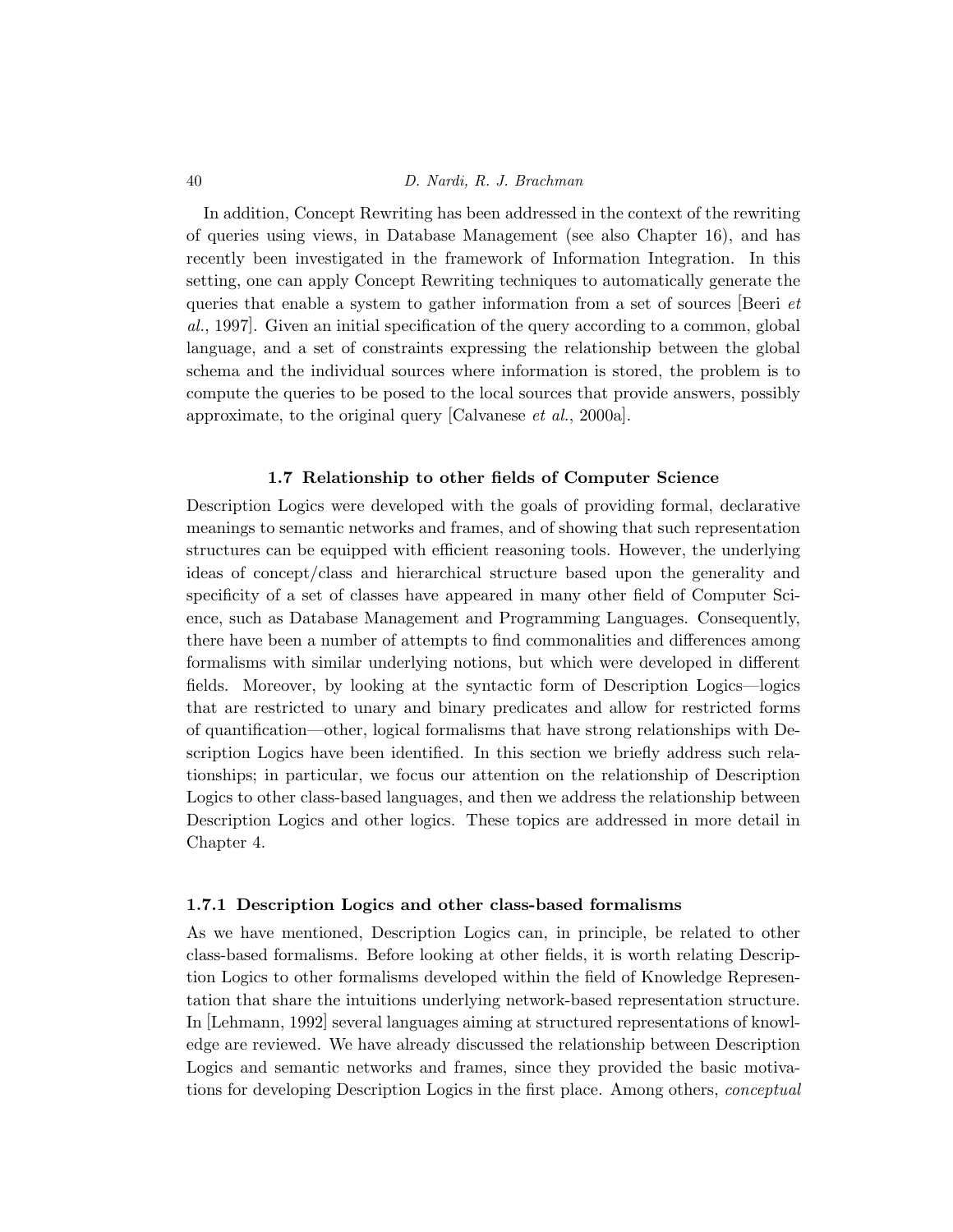In addition, Concept Rewriting has been addressed in the context of the rewriting of queries using views, in Database Management (see also Chapter 16), and has recently been investigated in the framework of Information Integration. In this setting, one can apply Concept Rewriting techniques to automatically generate the queries that enable a system to gather information from a set of sources [Beeri *et al.*, 1997]. Given an initial specification of the query according to a common, global language, and a set of constraints expressing the relationship between the global schema and the individual sources where information is stored, the problem is to compute the queries to be posed to the local sources that provide answers, possibly approximate, to the original query [Calvanese *et al.*, 2000a].

## 1.7 Relationship to other fields of Computer Science

Description Logics were developed with the goals of providing formal, declarative meanings to semantic networks and frames, and of showing that such representation structures can be equipped with efficient reasoning tools. However, the underlying ideas of concept/class and hierarchical structure based upon the generality and specificity of a set of classes have appeared in many other field of Computer Science, such as Database Management and Programming Languages. Consequently, there have been a number of attempts to find commonalities and differences among formalisms with similar underlying notions, but which were developed in different fields. Moreover, by looking at the syntactic form of Description Logics—logics that are restricted to unary and binary predicates and allow for restricted forms of quantification—other, logical formalisms that have strong relationships with Description Logics have been identified. In this section we briefly address such relationships; in particular, we focus our attention on the relationship of Description Logics to other class-based languages, and then we address the relationship between Description Logics and other logics. These topics are addressed in more detail in Chapter 4.

### 1.7.1 Description Logics and other class-based formalisms

As we have mentioned, Description Logics can, in principle, be related to other class-based formalisms. Before looking at other fields, it is worth relating Description Logics to other formalisms developed within the field of Knowledge Representation that share the intuitions underlying network-based representation structure. In [Lehmann, 1992] several languages aiming at structured representations of knowledge are reviewed. We have already discussed the relationship between Description Logics and semantic networks and frames, since they provided the basic motivations for developing Description Logics in the first place. Among others, *conceptual*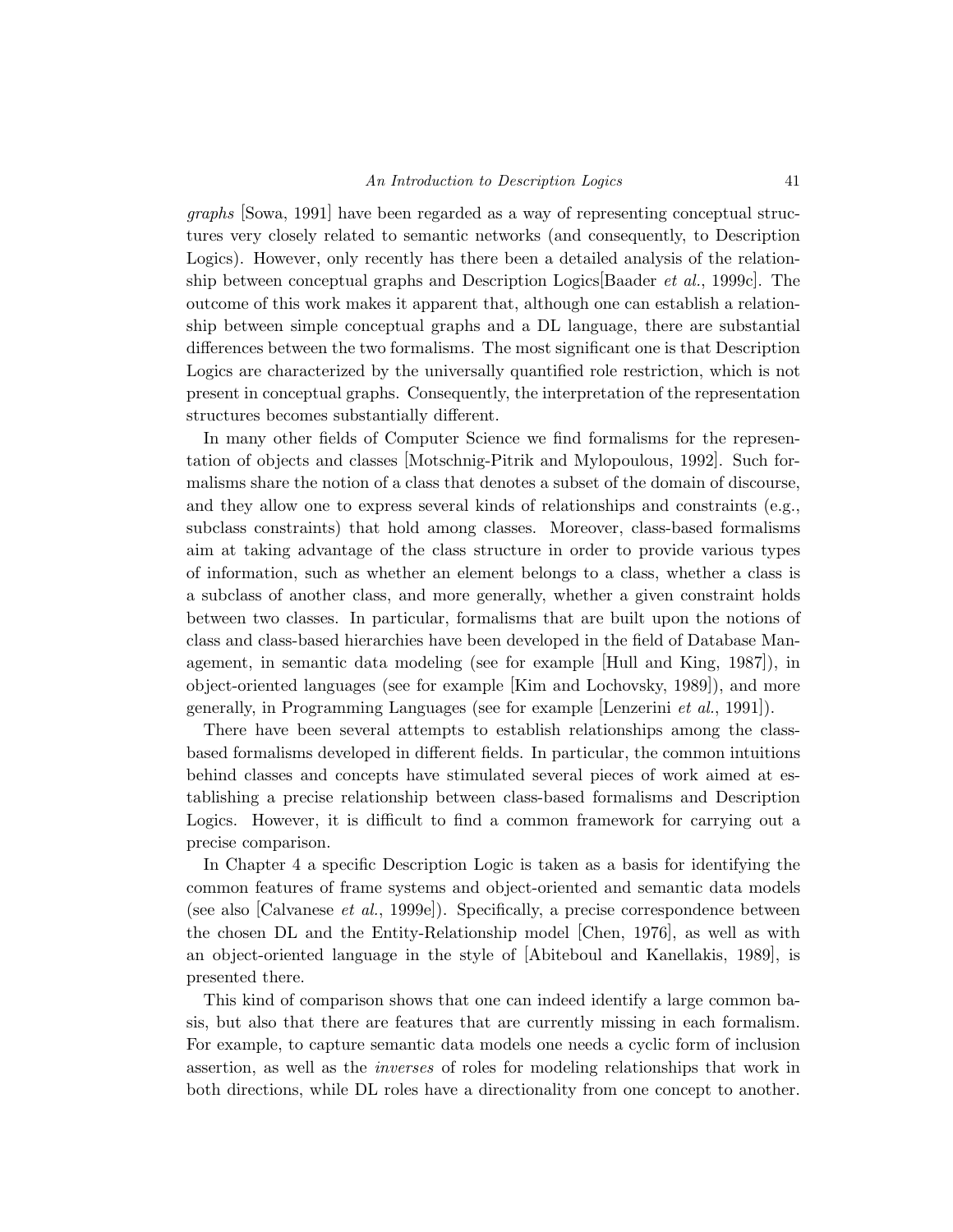*graphs* [Sowa, 1991] have been regarded as a way of representing conceptual structures very closely related to semantic networks (and consequently, to Description Logics). However, only recently has there been a detailed analysis of the relationship between conceptual graphs and Description Logics[Baader *et al.*, 1999c]. The outcome of this work makes it apparent that, although one can establish a relationship between simple conceptual graphs and a DL language, there are substantial differences between the two formalisms. The most significant one is that Description Logics are characterized by the universally quantified role restriction, which is not present in conceptual graphs. Consequently, the interpretation of the representation structures becomes substantially different.

In many other fields of Computer Science we find formalisms for the representation of objects and classes [Motschnig-Pitrik and Mylopoulous, 1992]. Such formalisms share the notion of a class that denotes a subset of the domain of discourse, and they allow one to express several kinds of relationships and constraints (e.g., subclass constraints) that hold among classes. Moreover, class-based formalisms aim at taking advantage of the class structure in order to provide various types of information, such as whether an element belongs to a class, whether a class is a subclass of another class, and more generally, whether a given constraint holds between two classes. In particular, formalisms that are built upon the notions of class and class-based hierarchies have been developed in the field of Database Management, in semantic data modeling (see for example [Hull and King, 1987]), in object-oriented languages (see for example [Kim and Lochovsky, 1989]), and more generally, in Programming Languages (see for example [Lenzerini *et al.*, 1991]).

There have been several attempts to establish relationships among the class-based formalisms developed in different fields. In particular, the common intuitions behind classes and concepts have stimulated several pieces of work aimed at establishing a precise relationship between class-based formalisms and Description Logics. However, it is difficult to find a common framework for carrying out a precise comparison.

In Chapter 4 a specific Description Logic is taken as a basis for identifying the common features of frame systems and object-oriented and semantic data models (see also [Calvanese *et al.*, 1999e]). Specifically, a precise correspondence between the chosen DL and the Entity-Relationship model [Chen, 1976], as well as with an object-oriented language in the style of [Abiteboul and Kanellakis, 1989], is presented there.

This kind of comparison shows that one can indeed identify a large common basis, but also that there are features that are currently missing in each formalism. For example, to capture semantic data models one needs a cyclic form of inclusion assertion, as well as the *inverses* of roles for modeling relationships that work in both directions, while DL roles have a directionality from one concept to another.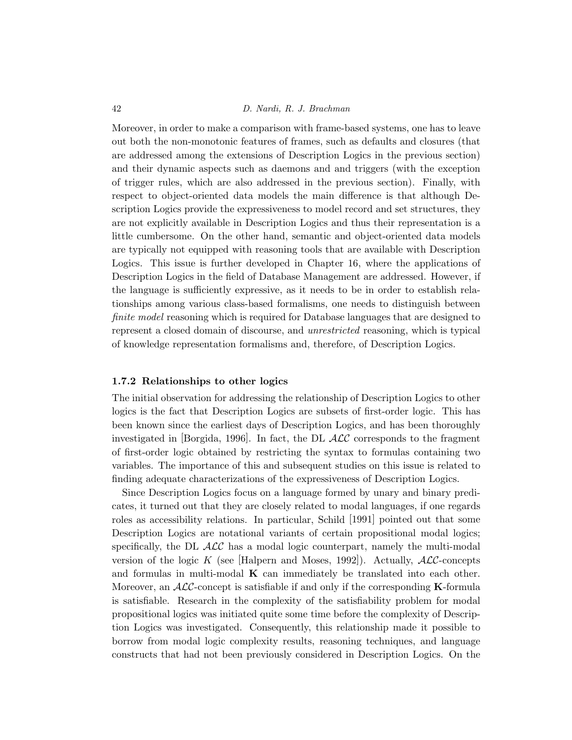Moreover, in order to make a comparison with frame-based systems, one has to leave out both the non-monotonic features of frames, such as defaults and closures (that are addressed among the extensions of Description Logics in the previous section) and their dynamic aspects such as daemons and and triggers (with the exception of trigger rules, which are also addressed in the previous section). Finally, with respect to object-oriented data models the main difference is that although Description Logics provide the expressiveness to model record and set structures, they are not explicitly available in Description Logics and thus their representation is a little cumbersome. On the other hand, semantic and object-oriented data models are typically not equipped with reasoning tools that are available with Description Logics. This issue is further developed in Chapter 16, where the applications of Description Logics in the field of Database Management are addressed. However, if the language is sufficiently expressive, as it needs to be in order to establish relationships among various class-based formalisms, one needs to distinguish between *finite model* reasoning which is required for Database languages that are designed to represent a closed domain of discourse, and *unrestricted* reasoning, which is typical of knowledge representation formalisms and, therefore, of Description Logics.

### 1.7.2 Relationships to other logics

The initial observation for addressing the relationship of Description Logics to other logics is the fact that Description Logics are subsets of first-order logic. This has been known since the earliest days of Description Logics, and has been thoroughly investigated in [Borgida, 1996]. In fact, the DL $\mathcal{ALC}$ corresponds to the fragment of first-order logic obtained by restricting the syntax to formulas containing two variables. The importance of this and subsequent studies on this issue is related to finding adequate characterizations of the expressiveness of Description Logics.

Since Description Logics focus on a language formed by unary and binary predicates, it turned out that they are closely related to modal languages, if one regards roles as accessibility relations. In particular, Schild [1991] pointed out that some Description Logics are notational variants of certain propositional modal logics; specifically, the DL $\mathcal{ALC}$ has a modal logic counterpart, namely the multi-modal version of the logic $K$ (see [Halpern and Moses, 1992]). Actually, $\mathcal{ALC}$-concepts and formulas in multi-modal $\mathbf{K}$ can immediately be translated into each other. Moreover, an $\mathcal{ALC}$-concept is satisfiable if and only if the corresponding $\mathbf{K}$-formula is satisfiable. Research in the complexity of the satisfiability problem for modal propositional logics was initiated quite some time before the complexity of Description Logics was investigated. Consequently, this relationship made it possible to borrow from modal logic complexity results, reasoning techniques, and language constructs that had not been previously considered in Description Logics. On the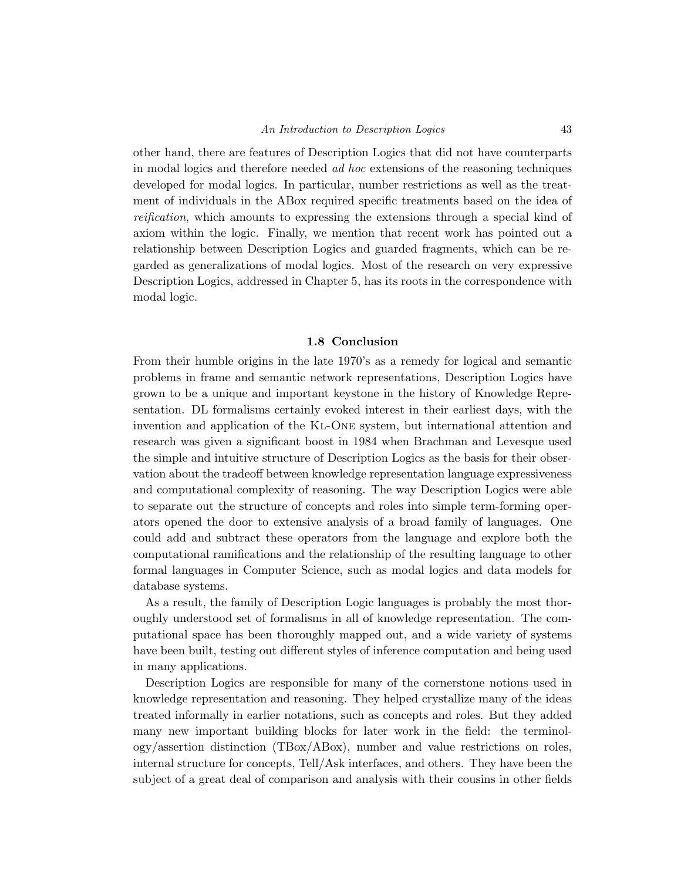other hand, there are features of Description Logics that did not have counterparts in modal logics and therefore needed *ad hoc* extensions of the reasoning techniques developed for modal logics. In particular, number restrictions as well as the treatment of individuals in the ABox required specific treatments based on the idea of *reification*, which amounts to expressing the extensions through a special kind of axiom within the logic. Finally, we mention that recent work has pointed out a relationship between Description Logics and guarded fragments, which can be regarded as generalizations of modal logics. Most of the research on very expressive Description Logics, addressed in Chapter 5, has its roots in the correspondence with modal logic.

## 1.8 Conclusion

From their humble origins in the late 1970's as a remedy for logical and semantic problems in frame and semantic network representations, Description Logics have grown to be a unique and important keystone in the history of Knowledge Representation. DL formalisms certainly evoked interest in their earliest days, with the invention and application of the Kl-One system, but international attention and research was given a significant boost in 1984 when Brachman and Levesque used the simple and intuitive structure of Description Logics as the basis for their observation about the tradeoff between knowledge representation language expressiveness and computational complexity of reasoning. The way Description Logics were able to separate out the structure of concepts and roles into simple term-forming operators opened the door to extensive analysis of a broad family of languages. One could add and subtract these operators from the language and explore both the computational ramifications and the relationship of the resulting language to other formal languages in Computer Science, such as modal logics and data models for database systems.

As a result, the family of Description Logic languages is probably the most thoroughly understood set of formalisms in all of knowledge representation. The computational space has been thoroughly mapped out, and a wide variety of systems have been built, testing out different styles of inference computation and being used in many applications.

Description Logics are responsible for many of the cornerstone notions used in knowledge representation and reasoning. They helped crystallize many of the ideas treated informally in earlier notations, such as concepts and roles. But they added many new important building blocks for later work in the field: the terminology/assertion distinction (TBox/ABox), number and value restrictions on roles, internal structure for concepts, Tell/Ask interfaces, and others. They have been the subject of a great deal of comparison and analysis with their cousins in other fields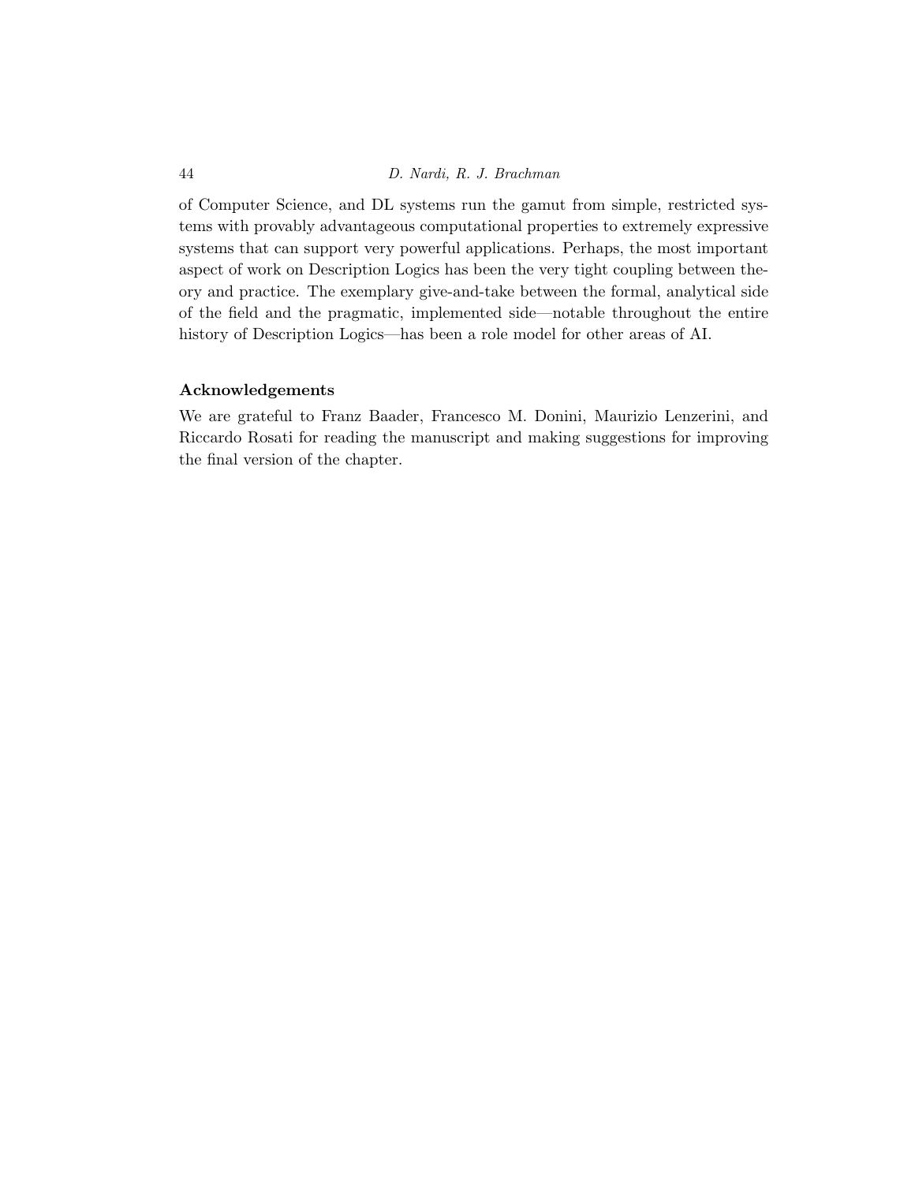of Computer Science, and DL systems run the gamut from simple, restricted systems with provably advantageous computational properties to extremely expressive systems that can support very powerful applications. Perhaps, the most important aspect of work on Description Logics has been the very tight coupling between theory and practice. The exemplary give-and-take between the formal, analytical side of the field and the pragmatic, implemented side—notable throughout the entire history of Description Logics—has been a role model for other areas of AI.

### Acknowledgements

We are grateful to Franz Baader, Francesco M. Donini, Maurizio Lenzerini, and Riccardo Rosati for reading the manuscript and making suggestions for improving the final version of the chapter.